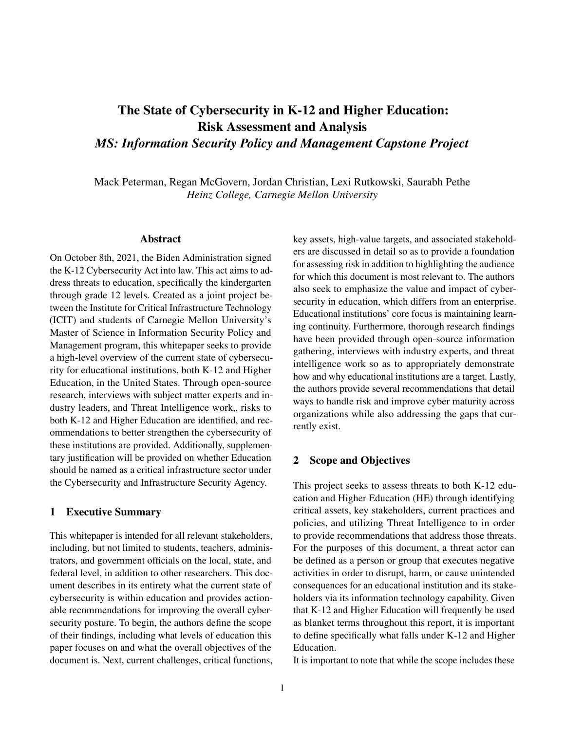# The State of Cybersecurity in K-12 and Higher Education: Risk Assessment and Analysis

## *MS: Information Security Policy and Management Capstone Project*

Mack Peterman, Regan McGovern, Jordan Christian, Lexi Rutkowski, Saurabh Pethe
*Heinz College, Carnegie Mellon University*

### Abstract

On October 8th, 2021, the Biden Administration signed the K-12 Cybersecurity Act into law. This act aims to address threats to education, specifically the kindergarten through grade 12 levels. Created as a joint project between the Institute for Critical Infrastructure Technology (ICIT) and students of Carnegie Mellon University's Master of Science in Information Security Policy and Management program, this whitepaper seeks to provide a high-level overview of the current state of cybersecurity for educational institutions, both K-12 and Higher Education, in the United States. Through open-source research, interviews with subject matter experts and industry leaders, and Threat Intelligence work,, risks to both K-12 and Higher Education are identified, and recommendations to better strengthen the cybersecurity of these institutions are provided. Additionally, supplementary justification will be provided on whether Education should be named as a critical infrastructure sector under the Cybersecurity and Infrastructure Security Agency.

## 1 Executive Summary

This whitepaper is intended for all relevant stakeholders, including, but not limited to students, teachers, administrators, and government officials on the local, state, and federal level, in addition to other researchers. This document describes in its entirety what the current state of cybersecurity is within education and provides actionable recommendations for improving the overall cybersecurity posture. To begin, the authors define the scope of their findings, including what levels of education this paper focuses on and what the overall objectives of the document is. Next, current challenges, critical functions, key assets, high-value targets, and associated stakeholders are discussed in detail so as to provide a foundation for assessing risk in addition to highlighting the audience for which this document is most relevant to. The authors also seek to emphasize the value and impact of cybersecurity in education, which differs from an enterprise. Educational institutions' core focus is maintaining learning continuity. Furthermore, thorough research findings have been provided through open-source information gathering, interviews with industry experts, and threat intelligence work so as to appropriately demonstrate how and why educational institutions are a target. Lastly, the authors provide several recommendations that detail ways to handle risk and improve cyber maturity across organizations while also addressing the gaps that currently exist.

## 2 Scope and Objectives

This project seeks to assess threats to both K-12 education and Higher Education (HE) through identifying critical assets, key stakeholders, current practices and policies, and utilizing Threat Intelligence to in order to provide recommendations that address those threats. For the purposes of this document, a threat actor can be defined as a person or group that executes negative activities in order to disrupt, harm, or cause unintended consequences for an educational institution and its stakeholders via its information technology capability. Given that K-12 and Higher Education will frequently be used as blanket terms throughout this report, it is important to define specifically what falls under K-12 and Higher Education.

It is important to note that while the scope includes these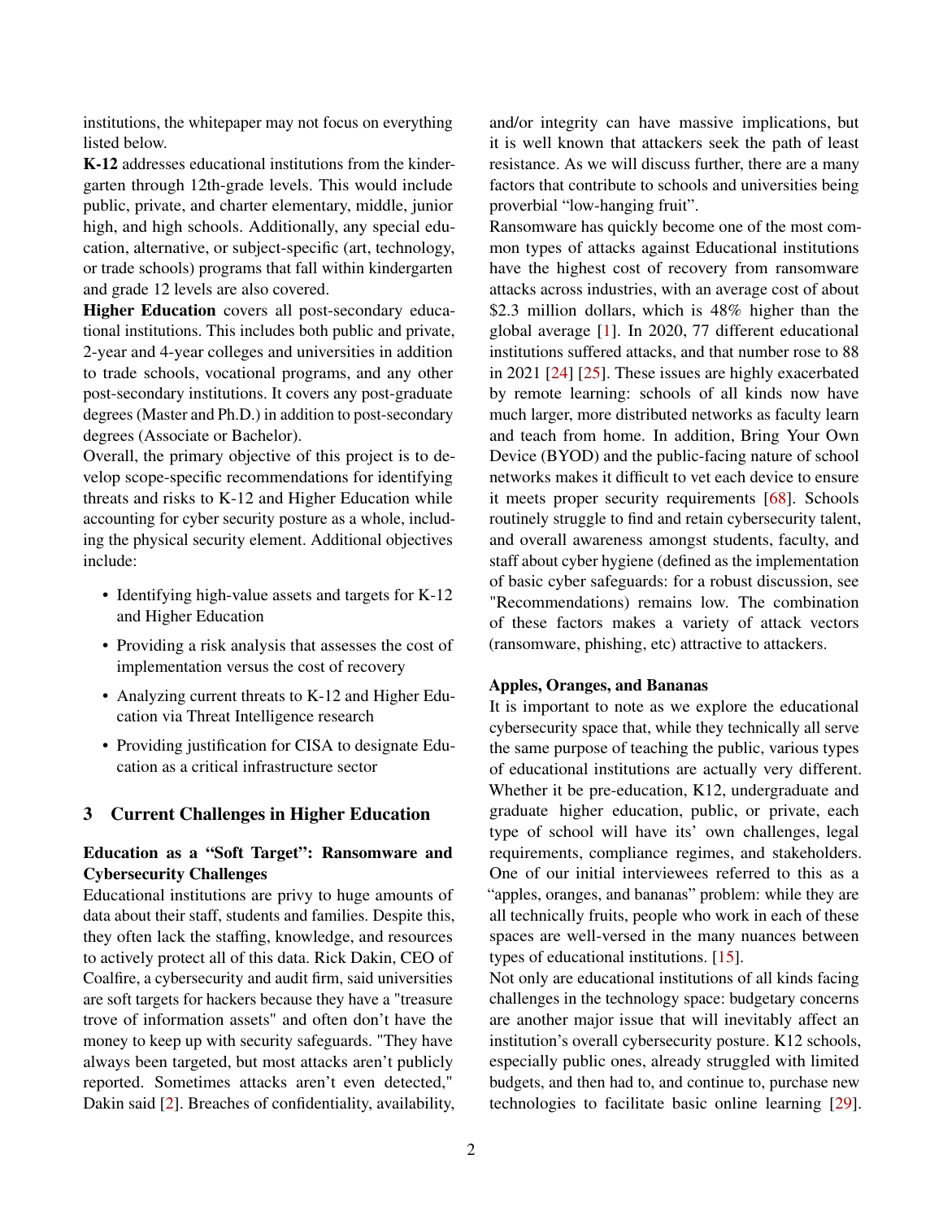institutions, the whitepaper may not focus on everything listed below.

**K-12** addresses educational institutions from the kindergarten through 12th-grade levels. This would include public, private, and charter elementary, middle, junior high, and high schools. Additionally, any special education, alternative, or subject-specific (art, technology, or trade schools) programs that fall within kindergarten and grade 12 levels are also covered.

**Higher Education** covers all post-secondary educational institutions. This includes both public and private, 2-year and 4-year colleges and universities in addition to trade schools, vocational programs, and any other post-secondary institutions. It covers any post-graduate degrees (Master and Ph.D.) in addition to post-secondary degrees (Associate or Bachelor).

Overall, the primary objective of this project is to develop scope-specific recommendations for identifying threats and risks to K-12 and Higher Education while accounting for cyber security posture as a whole, including the physical security element. Additional objectives include:

- Identifying high-value assets and targets for K-12 and Higher Education
- Providing a risk analysis that assesses the cost of implementation versus the cost of recovery
- Analyzing current threats to K-12 and Higher Education via Threat Intelligence research
- Providing justification for CISA to designate Education as a critical infrastructure sector

## 3 Current Challenges in Higher Education

### Education as a "Soft Target": Ransomware and Cybersecurity Challenges

Educational institutions are privy to huge amounts of data about their staff, students and families. Despite this, they often lack the staffing, knowledge, and resources to actively protect all of this data. Rick Dakin, CEO of Coalfire, a cybersecurity and audit firm, said universities are soft targets for hackers because they have a "treasure trove of information assets" and often don't have the money to keep up with security safeguards. "They have always been targeted, but most attacks aren't publicly reported. Sometimes attacks aren't even detected," Dakin said [2]. Breaches of confidentiality, availability, and/or integrity can have massive implications, but it is well known that attackers seek the path of least resistance. As we will discuss further, there are a many factors that contribute to schools and universities being proverbial "low-hanging fruit".

Ransomware has quickly become one of the most common types of attacks against Educational institutions have the highest cost of recovery from ransomware attacks across industries, with an average cost of about $2.3 million dollars, which is 48% higher than the global average [1]. In 2020, 77 different educational institutions suffered attacks, and that number rose to 88 in 2021 [24] [25]. These issues are highly exacerbated by remote learning: schools of all kinds now have much larger, more distributed networks as faculty learn and teach from home. In addition, Bring Your Own Device (BYOD) and the public-facing nature of school networks makes it difficult to vet each device to ensure it meets proper security requirements [68]. Schools routinely struggle to find and retain cybersecurity talent, and overall awareness amongst students, faculty, and staff about cyber hygiene (defined as the implementation of basic cyber safeguards: for a robust discussion, see "Recommendations) remains low. The combination of these factors makes a variety of attack vectors (ransomware, phishing, etc) attractive to attackers.

### Apples, Oranges, and Bananas

It is important to note as we explore the educational cybersecurity space that, while they technically all serve the same purpose of teaching the public, various types of educational institutions are actually very different. Whether it be pre-education, K12, undergraduate and graduate higher education, public, or private, each type of school will have its' own challenges, legal requirements, compliance regimes, and stakeholders. One of our initial interviewees referred to this as a "apples, oranges, and bananas" problem: while they are all technically fruits, people who work in each of these spaces are well-versed in the many nuances between types of educational institutions. [15].

Not only are educational institutions of all kinds facing challenges in the technology space: budgetary concerns are another major issue that will inevitably affect an institution's overall cybersecurity posture. K12 schools, especially public ones, already struggled with limited budgets, and then had to, and continue to, purchase new technologies to facilitate basic online learning [29].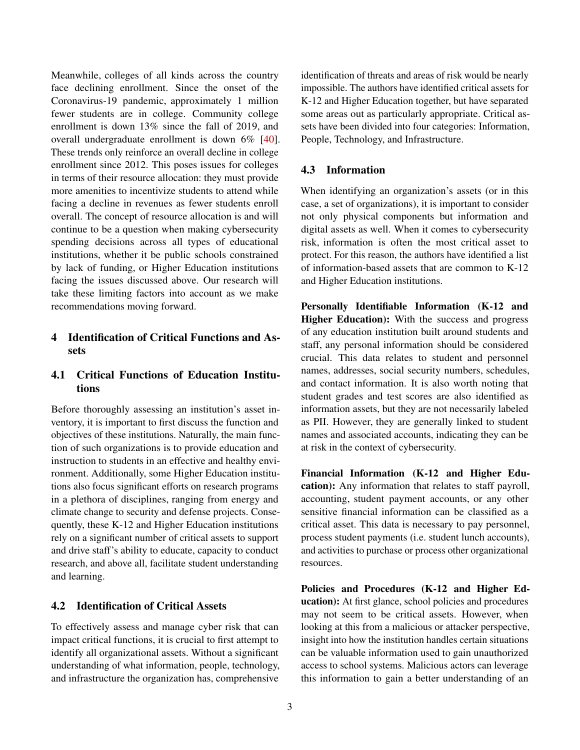Meanwhile, colleges of all kinds across the country face declining enrollment. Since the onset of the Coronavirus-19 pandemic, approximately 1 million fewer students are in college. Community college enrollment is down 13% since the fall of 2019, and overall undergraduate enrollment is down 6% [40]. These trends only reinforce an overall decline in college enrollment since 2012. This poses issues for colleges in terms of their resource allocation: they must provide more amenities to incentivize students to attend while facing a decline in revenues as fewer students enroll overall. The concept of resource allocation is and will continue to be a question when making cybersecurity spending decisions across all types of educational institutions, whether it be public schools constrained by lack of funding, or Higher Education institutions facing the issues discussed above. Our research will take these limiting factors into account as we make recommendations moving forward.

# 4 Identification of Critical Functions and Assets

## 4.1 Critical Functions of Education Institutions

Before thoroughly assessing an institution's asset inventory, it is important to first discuss the function and objectives of these institutions. Naturally, the main function of such organizations is to provide education and instruction to students in an effective and healthy environment. Additionally, some Higher Education institutions also focus significant efforts on research programs in a plethora of disciplines, ranging from energy and climate change to security and defense projects. Consequently, these K-12 and Higher Education institutions rely on a significant number of critical assets to support and drive staff's ability to educate, capacity to conduct research, and above all, facilitate student understanding and learning.

## 4.2 Identification of Critical Assets

To effectively assess and manage cyber risk that can impact critical functions, it is crucial to first attempt to identify all organizational assets. Without a significant understanding of what information, people, technology, and infrastructure the organization has, comprehensive identification of threats and areas of risk would be nearly impossible. The authors have identified critical assets for K-12 and Higher Education together, but have separated some areas out as particularly appropriate. Critical assets have been divided into four categories: Information, People, Technology, and Infrastructure.

## 4.3 Information

When identifying an organization's assets (or in this case, a set of organizations), it is important to consider not only physical components but information and digital assets as well. When it comes to cybersecurity risk, information is often the most critical asset to protect. For this reason, the authors have identified a list of information-based assets that are common to K-12 and Higher Education institutions.

**Personally Identifiable Information (K-12 and Higher Education):** With the success and progress of any education institution built around students and staff, any personal information should be considered crucial. This data relates to student and personnel names, addresses, social security numbers, schedules, and contact information. It is also worth noting that student grades and test scores are also identified as information assets, but they are not necessarily labeled as PII. However, they are generally linked to student names and associated accounts, indicating they can be at risk in the context of cybersecurity.

**Financial Information (K-12 and Higher Education):** Any information that relates to staff payroll, accounting, student payment accounts, or any other sensitive financial information can be classified as a critical asset. This data is necessary to pay personnel, process student payments (i.e. student lunch accounts), and activities to purchase or process other organizational resources.

**Policies and Procedures (K-12 and Higher Education):** At first glance, school policies and procedures may not seem to be critical assets. However, when looking at this from a malicious or attacker perspective, insight into how the institution handles certain situations can be valuable information used to gain unauthorized access to school systems. Malicious actors can leverage this information to gain a better understanding of an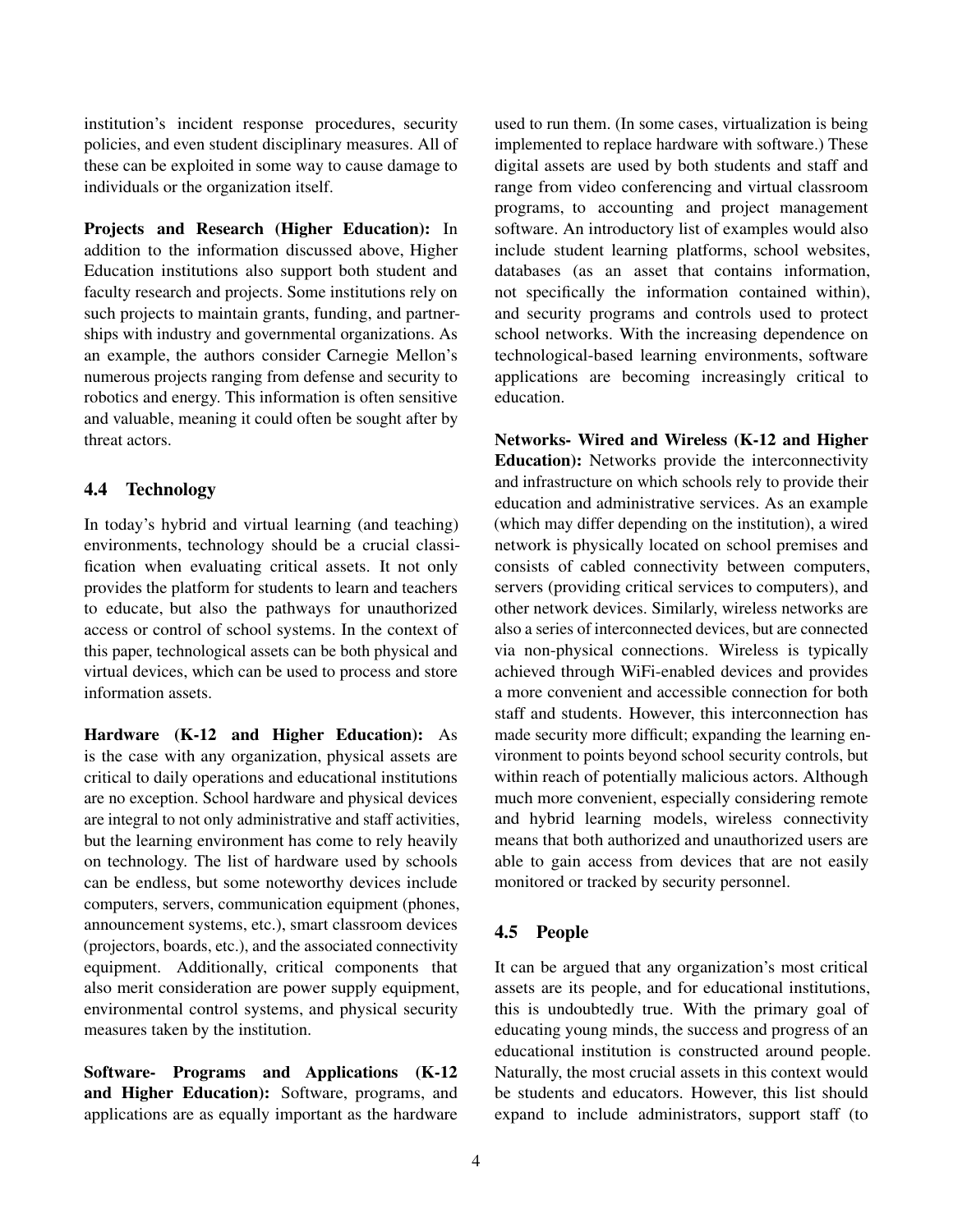institution's incident response procedures, security policies, and even student disciplinary measures. All of these can be exploited in some way to cause damage to individuals or the organization itself.

**Projects and Research (Higher Education):** In addition to the information discussed above, Higher Education institutions also support both student and faculty research and projects. Some institutions rely on such projects to maintain grants, funding, and partnerships with industry and governmental organizations. As an example, the authors consider Carnegie Mellon's numerous projects ranging from defense and security to robotics and energy. This information is often sensitive and valuable, meaning it could often be sought after by threat actors.

## 4.4 Technology

In today's hybrid and virtual learning (and teaching) environments, technology should be a crucial classification when evaluating critical assets. It not only provides the platform for students to learn and teachers to educate, but also the pathways for unauthorized access or control of school systems. In the context of this paper, technological assets can be both physical and virtual devices, which can be used to process and store information assets.

**Hardware (K-12 and Higher Education):** As is the case with any organization, physical assets are critical to daily operations and educational institutions are no exception. School hardware and physical devices are integral to not only administrative and staff activities, but the learning environment has come to rely heavily on technology. The list of hardware used by schools can be endless, but some noteworthy devices include computers, servers, communication equipment (phones, announcement systems, etc.), smart classroom devices (projectors, boards, etc.), and the associated connectivity equipment. Additionally, critical components that also merit consideration are power supply equipment, environmental control systems, and physical security measures taken by the institution.

**Software- Programs and Applications (K-12 and Higher Education):** Software, programs, and applications are as equally important as the hardware used to run them. (In some cases, virtualization is being implemented to replace hardware with software.) These digital assets are used by both students and staff and range from video conferencing and virtual classroom programs, to accounting and project management software. An introductory list of examples would also include student learning platforms, school websites, databases (as an asset that contains information, not specifically the information contained within), and security programs and controls used to protect school networks. With the increasing dependence on technological-based learning environments, software applications are becoming increasingly critical to education.

**Networks- Wired and Wireless (K-12 and Higher Education):** Networks provide the interconnectivity and infrastructure on which schools rely to provide their education and administrative services. As an example (which may differ depending on the institution), a wired network is physically located on school premises and consists of cabled connectivity between computers, servers (providing critical services to computers), and other network devices. Similarly, wireless networks are also a series of interconnected devices, but are connected via non-physical connections. Wireless is typically achieved through WiFi-enabled devices and provides a more convenient and accessible connection for both staff and students. However, this interconnection has made security more difficult; expanding the learning environment to points beyond school security controls, but within reach of potentially malicious actors. Although much more convenient, especially considering remote and hybrid learning models, wireless connectivity means that both authorized and unauthorized users are able to gain access from devices that are not easily monitored or tracked by security personnel.

## 4.5 People

It can be argued that any organization's most critical assets are its people, and for educational institutions, this is undoubtedly true. With the primary goal of educating young minds, the success and progress of an educational institution is constructed around people. Naturally, the most crucial assets in this context would be students and educators. However, this list should expand to include administrators, support staff (to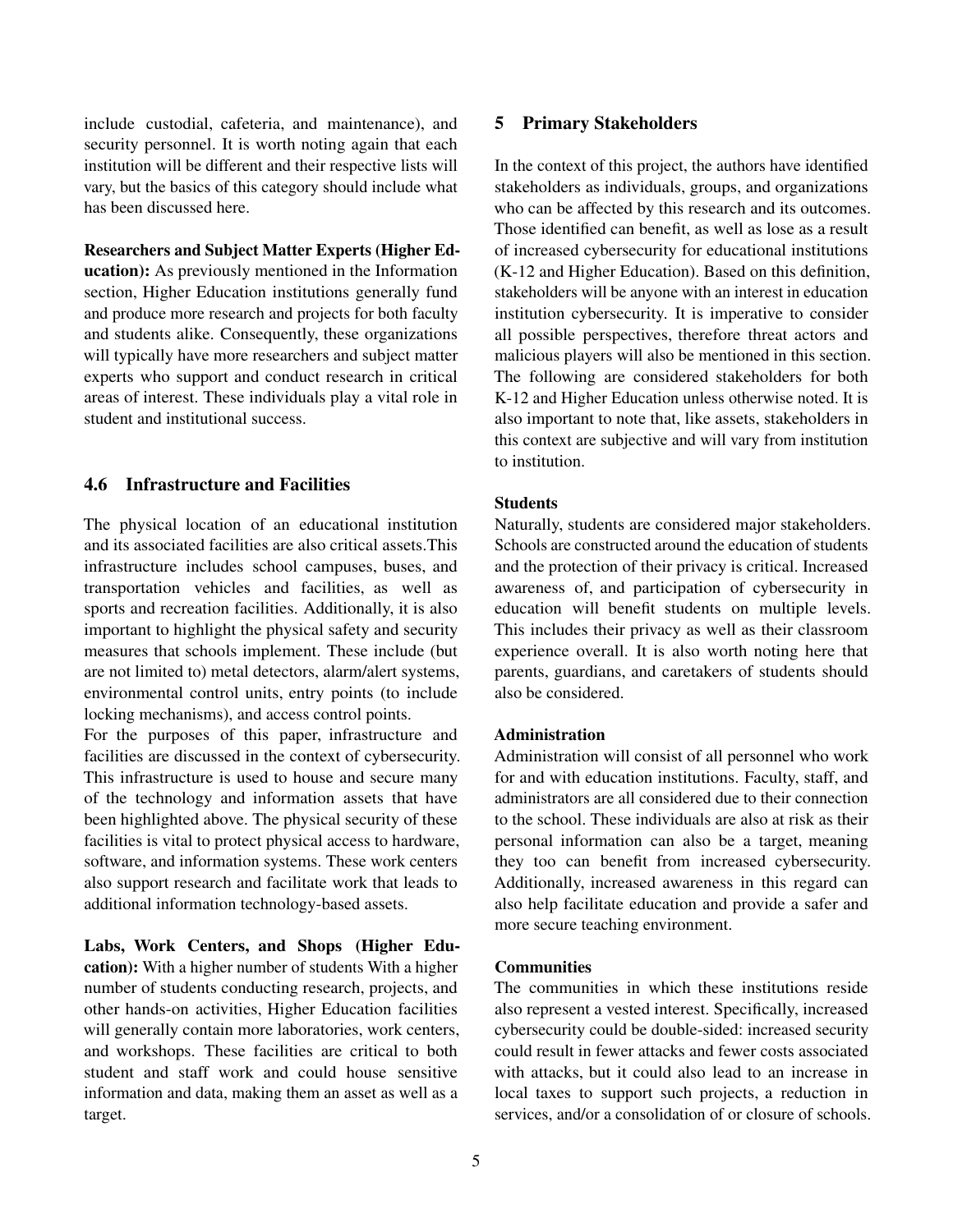include custodial, cafeteria, and maintenance), and security personnel. It is worth noting again that each institution will be different and their respective lists will vary, but the basics of this category should include what has been discussed here.

**Researchers and Subject Matter Experts (Higher Education):** As previously mentioned in the Information section, Higher Education institutions generally fund and produce more research and projects for both faculty and students alike. Consequently, these organizations will typically have more researchers and subject matter experts who support and conduct research in critical areas of interest. These individuals play a vital role in student and institutional success.

### 4.6 Infrastructure and Facilities

The physical location of an educational institution and its associated facilities are also critical assets.This infrastructure includes school campuses, buses, and transportation vehicles and facilities, as well as sports and recreation facilities. Additionally, it is also important to highlight the physical safety and security measures that schools implement. These include (but are not limited to) metal detectors, alarm/alert systems, environmental control units, entry points (to include locking mechanisms), and access control points.

For the purposes of this paper, infrastructure and facilities are discussed in the context of cybersecurity. This infrastructure is used to house and secure many of the technology and information assets that have been highlighted above. The physical security of these facilities is vital to protect physical access to hardware, software, and information systems. These work centers also support research and facilitate work that leads to additional information technology-based assets.

**Labs, Work Centers, and Shops (Higher Education):** With a higher number of students With a higher number of students conducting research, projects, and other hands-on activities, Higher Education facilities will generally contain more laboratories, work centers, and workshops. These facilities are critical to both student and staff work and could house sensitive information and data, making them an asset as well as a target.

## 5 Primary Stakeholders

In the context of this project, the authors have identified stakeholders as individuals, groups, and organizations who can be affected by this research and its outcomes. Those identified can benefit, as well as lose as a result of increased cybersecurity for educational institutions (K-12 and Higher Education). Based on this definition, stakeholders will be anyone with an interest in education institution cybersecurity. It is imperative to consider all possible perspectives, therefore threat actors and malicious players will also be mentioned in this section. The following are considered stakeholders for both K-12 and Higher Education unless otherwise noted. It is also important to note that, like assets, stakeholders in this context are subjective and will vary from institution to institution.

**Students**

Naturally, students are considered major stakeholders. Schools are constructed around the education of students and the protection of their privacy is critical. Increased awareness of, and participation of cybersecurity in education will benefit students on multiple levels. This includes their privacy as well as their classroom experience overall. It is also worth noting here that parents, guardians, and caretakers of students should also be considered.

**Administration**

Administration will consist of all personnel who work for and with education institutions. Faculty, staff, and administrators are all considered due to their connection to the school. These individuals are also at risk as their personal information can also be a target, meaning they too can benefit from increased cybersecurity. Additionally, increased awareness in this regard can also help facilitate education and provide a safer and more secure teaching environment.

**Communities**

The communities in which these institutions reside also represent a vested interest. Specifically, increased cybersecurity could be double-sided: increased security could result in fewer attacks and fewer costs associated with attacks, but it could also lead to an increase in local taxes to support such projects, a reduction in services, and/or a consolidation of or closure of schools.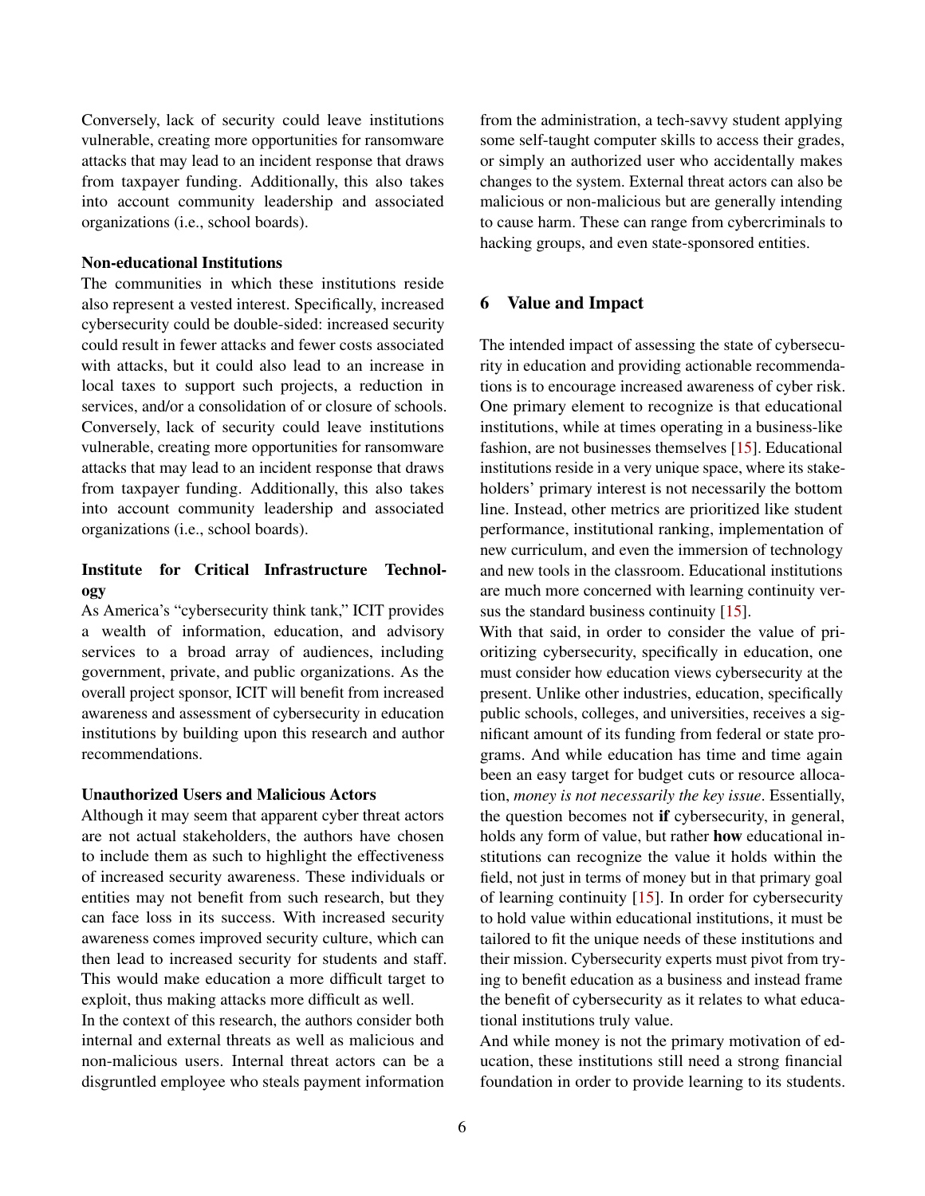Conversely, lack of security could leave institutions vulnerable, creating more opportunities for ransomware attacks that may lead to an incident response that draws from taxpayer funding. Additionally, this also takes into account community leadership and associated organizations (i.e., school boards).

**Non-educational Institutions**

The communities in which these institutions reside also represent a vested interest. Specifically, increased cybersecurity could be double-sided: increased security could result in fewer attacks and fewer costs associated with attacks, but it could also lead to an increase in local taxes to support such projects, a reduction in services, and/or a consolidation of or closure of schools. Conversely, lack of security could leave institutions vulnerable, creating more opportunities for ransomware attacks that may lead to an incident response that draws from taxpayer funding. Additionally, this also takes into account community leadership and associated organizations (i.e., school boards).

**Institute for Critical Infrastructure Technology**

As America's "cybersecurity think tank," ICIT provides a wealth of information, education, and advisory services to a broad array of audiences, including government, private, and public organizations. As the overall project sponsor, ICIT will benefit from increased awareness and assessment of cybersecurity in education institutions by building upon this research and author recommendations.

**Unauthorized Users and Malicious Actors**

Although it may seem that apparent cyber threat actors are not actual stakeholders, the authors have chosen to include them as such to highlight the effectiveness of increased security awareness. These individuals or entities may not benefit from such research, but they can face loss in its success. With increased security awareness comes improved security culture, which can then lead to increased security for students and staff. This would make education a more difficult target to exploit, thus making attacks more difficult as well.

In the context of this research, the authors consider both internal and external threats as well as malicious and non-malicious users. Internal threat actors can be a disgruntled employee who steals payment information from the administration, a tech-savvy student applying some self-taught computer skills to access their grades, or simply an authorized user who accidentally makes changes to the system. External threat actors can also be malicious or non-malicious but are generally intending to cause harm. These can range from cybercriminals to hacking groups, and even state-sponsored entities.

## 6 Value and Impact

The intended impact of assessing the state of cybersecurity in education and providing actionable recommendations is to encourage increased awareness of cyber risk. One primary element to recognize is that educational institutions, while at times operating in a business-like fashion, are not businesses themselves [15]. Educational institutions reside in a very unique space, where its stakeholders' primary interest is not necessarily the bottom line. Instead, other metrics are prioritized like student performance, institutional ranking, implementation of new curriculum, and even the immersion of technology and new tools in the classroom. Educational institutions are much more concerned with learning continuity versus the standard business continuity [15].

With that said, in order to consider the value of prioritizing cybersecurity, specifically in education, one must consider how education views cybersecurity at the present. Unlike other industries, education, specifically public schools, colleges, and universities, receives a significant amount of its funding from federal or state programs. And while education has time and time again been an easy target for budget cuts or resource allocation, *money is not necessarily the key issue*. Essentially, the question becomes not **if** cybersecurity, in general, holds any form of value, but rather **how** educational institutions can recognize the value it holds within the field, not just in terms of money but in that primary goal of learning continuity [15]. In order for cybersecurity to hold value within educational institutions, it must be tailored to fit the unique needs of these institutions and their mission. Cybersecurity experts must pivot from trying to benefit education as a business and instead frame the benefit of cybersecurity as it relates to what educational institutions truly value.

And while money is not the primary motivation of education, these institutions still need a strong financial foundation in order to provide learning to its students.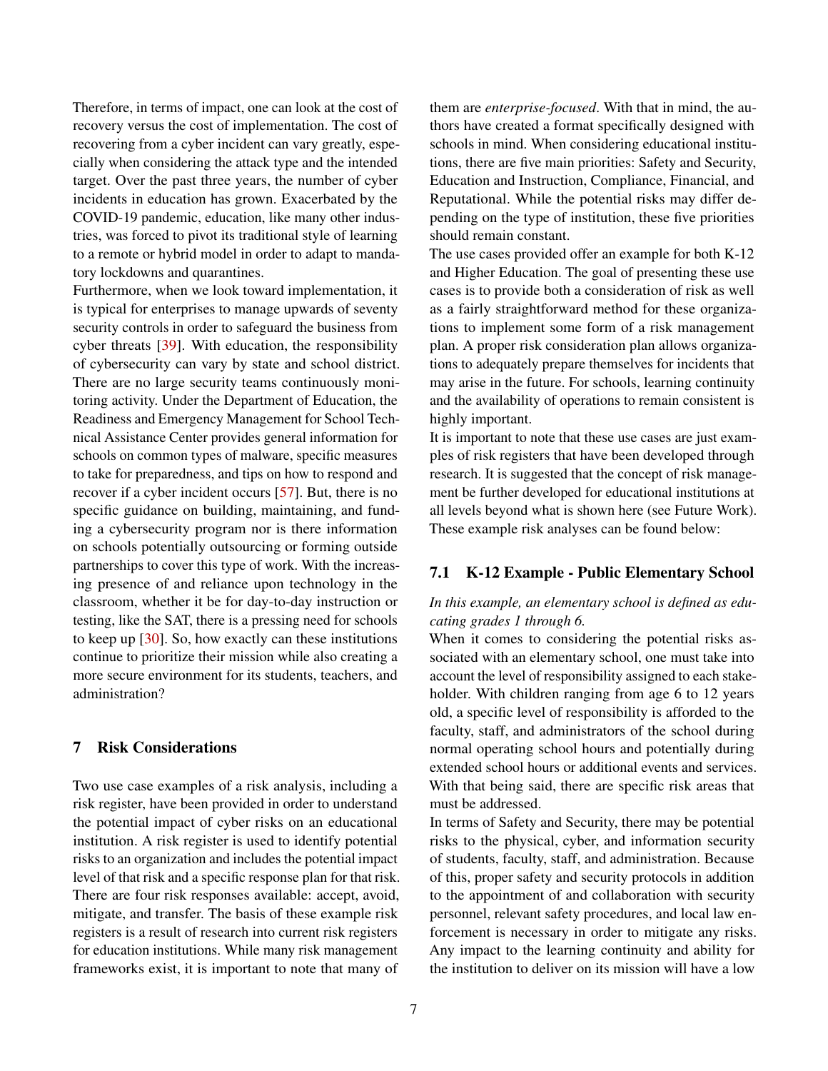Therefore, in terms of impact, one can look at the cost of recovery versus the cost of implementation. The cost of recovering from a cyber incident can vary greatly, especially when considering the attack type and the intended target. Over the past three years, the number of cyber incidents in education has grown. Exacerbated by the COVID-19 pandemic, education, like many other industries, was forced to pivot its traditional style of learning to a remote or hybrid model in order to adapt to mandatory lockdowns and quarantines.

Furthermore, when we look toward implementation, it is typical for enterprises to manage upwards of seventy security controls in order to safeguard the business from cyber threats [39]. With education, the responsibility of cybersecurity can vary by state and school district. There are no large security teams continuously monitoring activity. Under the Department of Education, the Readiness and Emergency Management for School Technical Assistance Center provides general information for schools on common types of malware, specific measures to take for preparedness, and tips on how to respond and recover if a cyber incident occurs [57]. But, there is no specific guidance on building, maintaining, and funding a cybersecurity program nor is there information on schools potentially outsourcing or forming outside partnerships to cover this type of work. With the increasing presence of and reliance upon technology in the classroom, whether it be for day-to-day instruction or testing, like the SAT, there is a pressing need for schools to keep up [30]. So, how exactly can these institutions continue to prioritize their mission while also creating a more secure environment for its students, teachers, and administration?

## 7 Risk Considerations

Two use case examples of a risk analysis, including a risk register, have been provided in order to understand the potential impact of cyber risks on an educational institution. A risk register is used to identify potential risks to an organization and includes the potential impact level of that risk and a specific response plan for that risk. There are four risk responses available: accept, avoid, mitigate, and transfer. The basis of these example risk registers is a result of research into current risk registers for education institutions. While many risk management frameworks exist, it is important to note that many of them are *enterprise-focused*. With that in mind, the authors have created a format specifically designed with schools in mind. When considering educational institutions, there are five main priorities: Safety and Security, Education and Instruction, Compliance, Financial, and Reputational. While the potential risks may differ depending on the type of institution, these five priorities should remain constant.

The use cases provided offer an example for both K-12 and Higher Education. The goal of presenting these use cases is to provide both a consideration of risk as well as a fairly straightforward method for these organizations to implement some form of a risk management plan. A proper risk consideration plan allows organizations to adequately prepare themselves for incidents that may arise in the future. For schools, learning continuity and the availability of operations to remain consistent is highly important.

It is important to note that these use cases are just examples of risk registers that have been developed through research. It is suggested that the concept of risk management be further developed for educational institutions at all levels beyond what is shown here (see Future Work). These example risk analyses can be found below:

### 7.1 K-12 Example - Public Elementary School

*In this example, an elementary school is defined as educating grades 1 through 6.*

When it comes to considering the potential risks associated with an elementary school, one must take into account the level of responsibility assigned to each stakeholder. With children ranging from age 6 to 12 years old, a specific level of responsibility is afforded to the faculty, staff, and administrators of the school during normal operating school hours and potentially during extended school hours or additional events and services. With that being said, there are specific risk areas that must be addressed.

In terms of Safety and Security, there may be potential risks to the physical, cyber, and information security of students, faculty, staff, and administration. Because of this, proper safety and security protocols in addition to the appointment of and collaboration with security personnel, relevant safety procedures, and local law enforcement is necessary in order to mitigate any risks. Any impact to the learning continuity and ability for the institution to deliver on its mission will have a low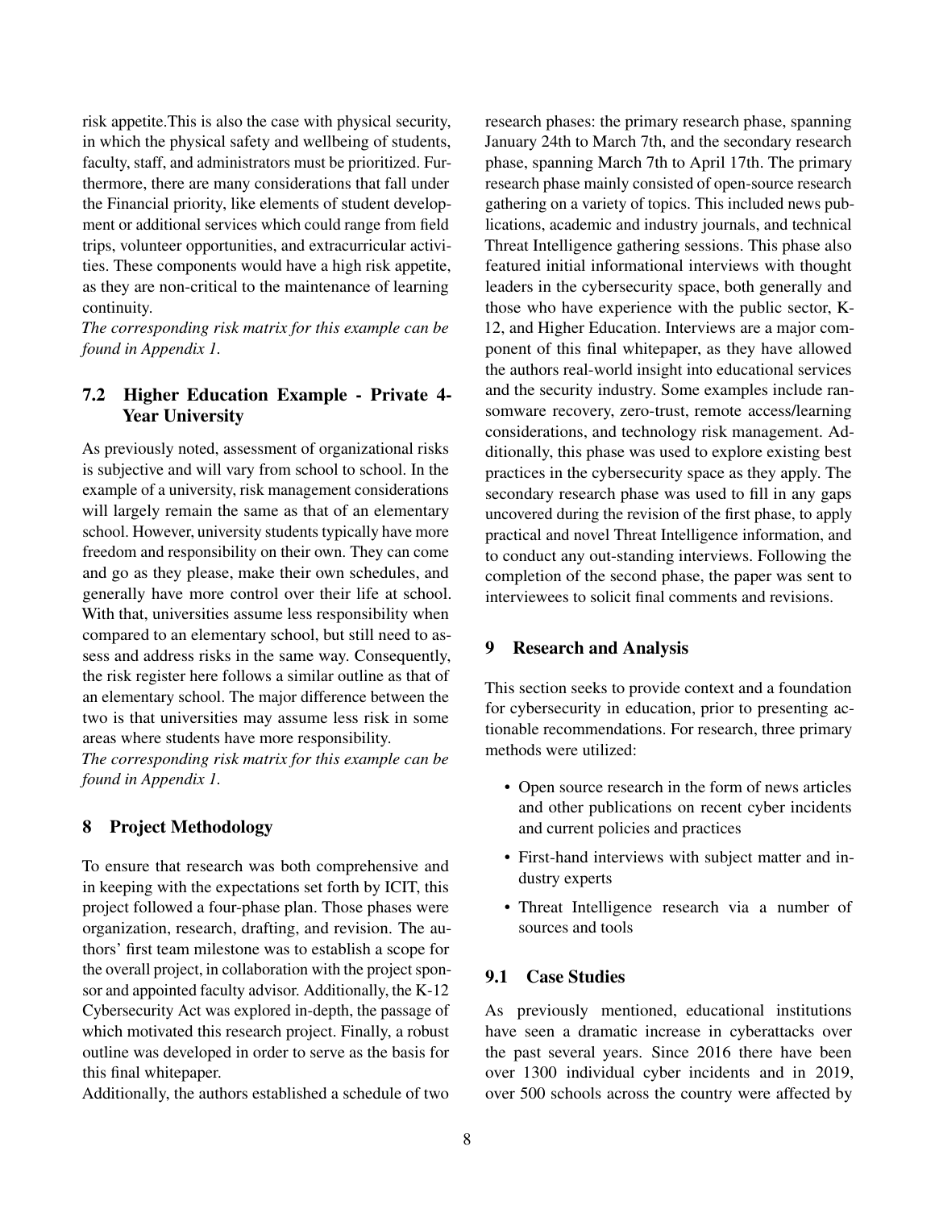risk appetite.This is also the case with physical security, in which the physical safety and wellbeing of students, faculty, staff, and administrators must be prioritized. Furthermore, there are many considerations that fall under the Financial priority, like elements of student development or additional services which could range from field trips, volunteer opportunities, and extracurricular activities. These components would have a high risk appetite, as they are non-critical to the maintenance of learning continuity.

*The corresponding risk matrix for this example can be found in Appendix 1.*

### 7.2 Higher Education Example - Private 4-Year University

As previously noted, assessment of organizational risks is subjective and will vary from school to school. In the example of a university, risk management considerations will largely remain the same as that of an elementary school. However, university students typically have more freedom and responsibility on their own. They can come and go as they please, make their own schedules, and generally have more control over their life at school. With that, universities assume less responsibility when compared to an elementary school, but still need to assess and address risks in the same way. Consequently, the risk register here follows a similar outline as that of an elementary school. The major difference between the two is that universities may assume less risk in some areas where students have more responsibility.

*The corresponding risk matrix for this example can be found in Appendix 1.*

## 8 Project Methodology

To ensure that research was both comprehensive and in keeping with the expectations set forth by ICIT, this project followed a four-phase plan. Those phases were organization, research, drafting, and revision. The authors' first team milestone was to establish a scope for the overall project, in collaboration with the project sponsor and appointed faculty advisor. Additionally, the K-12 Cybersecurity Act was explored in-depth, the passage of which motivated this research project. Finally, a robust outline was developed in order to serve as the basis for this final whitepaper.

Additionally, the authors established a schedule of two research phases: the primary research phase, spanning January 24th to March 7th, and the secondary research phase, spanning March 7th to April 17th. The primary research phase mainly consisted of open-source research gathering on a variety of topics. This included news publications, academic and industry journals, and technical Threat Intelligence gathering sessions. This phase also featured initial informational interviews with thought leaders in the cybersecurity space, both generally and those who have experience with the public sector, K-12, and Higher Education. Interviews are a major component of this final whitepaper, as they have allowed the authors real-world insight into educational services and the security industry. Some examples include ransomware recovery, zero-trust, remote access/learning considerations, and technology risk management. Additionally, this phase was used to explore existing best practices in the cybersecurity space as they apply. The secondary research phase was used to fill in any gaps uncovered during the revision of the first phase, to apply practical and novel Threat Intelligence information, and to conduct any out-standing interviews. Following the completion of the second phase, the paper was sent to interviewees to solicit final comments and revisions.

## 9 Research and Analysis

This section seeks to provide context and a foundation for cybersecurity in education, prior to presenting actionable recommendations. For research, three primary methods were utilized:

- Open source research in the form of news articles and other publications on recent cyber incidents and current policies and practices
- First-hand interviews with subject matter and industry experts
- Threat Intelligence research via a number of sources and tools

### 9.1 Case Studies

As previously mentioned, educational institutions have seen a dramatic increase in cyberattacks over the past several years. Since 2016 there have been over 1300 individual cyber incidents and in 2019, over 500 schools across the country were affected by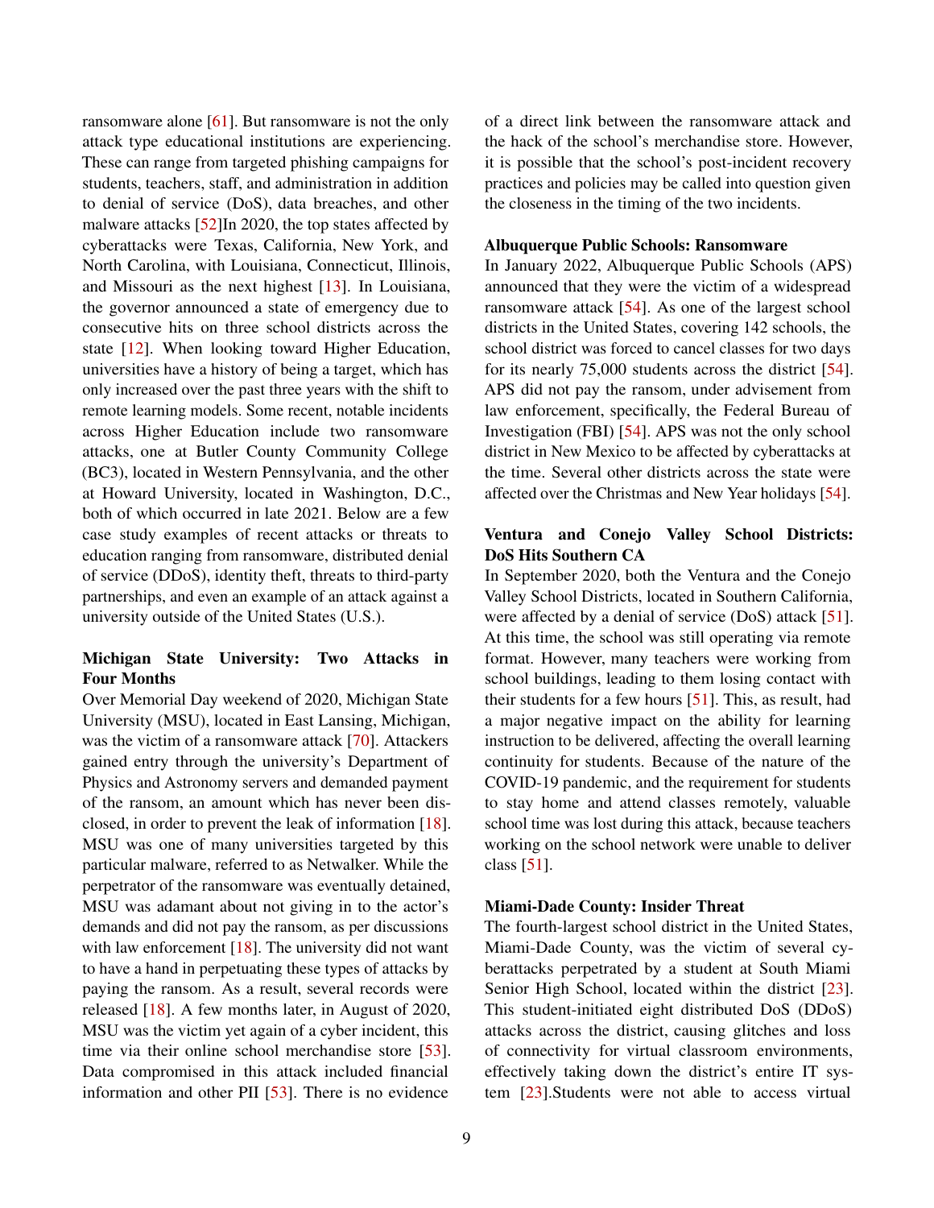ransomware alone [61]. But ransomware is not the only attack type educational institutions are experiencing. These can range from targeted phishing campaigns for students, teachers, staff, and administration in addition to denial of service (DoS), data breaches, and other malware attacks [52]In 2020, the top states affected by cyberattacks were Texas, California, New York, and North Carolina, with Louisiana, Connecticut, Illinois, and Missouri as the next highest [13]. In Louisiana, the governor announced a state of emergency due to consecutive hits on three school districts across the state [12]. When looking toward Higher Education, universities have a history of being a target, which has only increased over the past three years with the shift to remote learning models. Some recent, notable incidents across Higher Education include two ransomware attacks, one at Butler County Community College (BC3), located in Western Pennsylvania, and the other at Howard University, located in Washington, D.C., both of which occurred in late 2021. Below are a few case study examples of recent attacks or threats to education ranging from ransomware, distributed denial of service (DDoS), identity theft, threats to third-party partnerships, and even an example of an attack against a university outside of the United States (U.S.).

**Michigan State University: Two Attacks in Four Months**

Over Memorial Day weekend of 2020, Michigan State University (MSU), located in East Lansing, Michigan, was the victim of a ransomware attack [70]. Attackers gained entry through the university's Department of Physics and Astronomy servers and demanded payment of the ransom, an amount which has never been disclosed, in order to prevent the leak of information [18]. MSU was one of many universities targeted by this particular malware, referred to as Netwalker. While the perpetrator of the ransomware was eventually detained, MSU was adamant about not giving in to the actor's demands and did not pay the ransom, as per discussions with law enforcement [18]. The university did not want to have a hand in perpetuating these types of attacks by paying the ransom. As a result, several records were released [18]. A few months later, in August of 2020, MSU was the victim yet again of a cyber incident, this time via their online school merchandise store [53]. Data compromised in this attack included financial information and other PII [53]. There is no evidence of a direct link between the ransomware attack and the hack of the school's merchandise store. However, it is possible that the school's post-incident recovery practices and policies may be called into question given the closeness in the timing of the two incidents.

**Albuquerque Public Schools: Ransomware**

In January 2022, Albuquerque Public Schools (APS) announced that they were the victim of a widespread ransomware attack [54]. As one of the largest school districts in the United States, covering 142 schools, the school district was forced to cancel classes for two days for its nearly 75,000 students across the district [54]. APS did not pay the ransom, under advisement from law enforcement, specifically, the Federal Bureau of Investigation (FBI) [54]. APS was not the only school district in New Mexico to be affected by cyberattacks at the time. Several other districts across the state were affected over the Christmas and New Year holidays [54].

**Ventura and Conejo Valley School Districts: DoS Hits Southern CA**

In September 2020, both the Ventura and the Conejo Valley School Districts, located in Southern California, were affected by a denial of service (DoS) attack [51]. At this time, the school was still operating via remote format. However, many teachers were working from school buildings, leading to them losing contact with their students for a few hours [51]. This, as result, had a major negative impact on the ability for learning instruction to be delivered, affecting the overall learning continuity for students. Because of the nature of the COVID-19 pandemic, and the requirement for students to stay home and attend classes remotely, valuable school time was lost during this attack, because teachers working on the school network were unable to deliver class [51].

**Miami-Dade County: Insider Threat**

The fourth-largest school district in the United States, Miami-Dade County, was the victim of several cyberattacks perpetrated by a student at South Miami Senior High School, located within the district [23]. This student-initiated eight distributed DoS (DDoS) attacks across the district, causing glitches and loss of connectivity for virtual classroom environments, effectively taking down the district's entire IT system [23].Students were not able to access virtual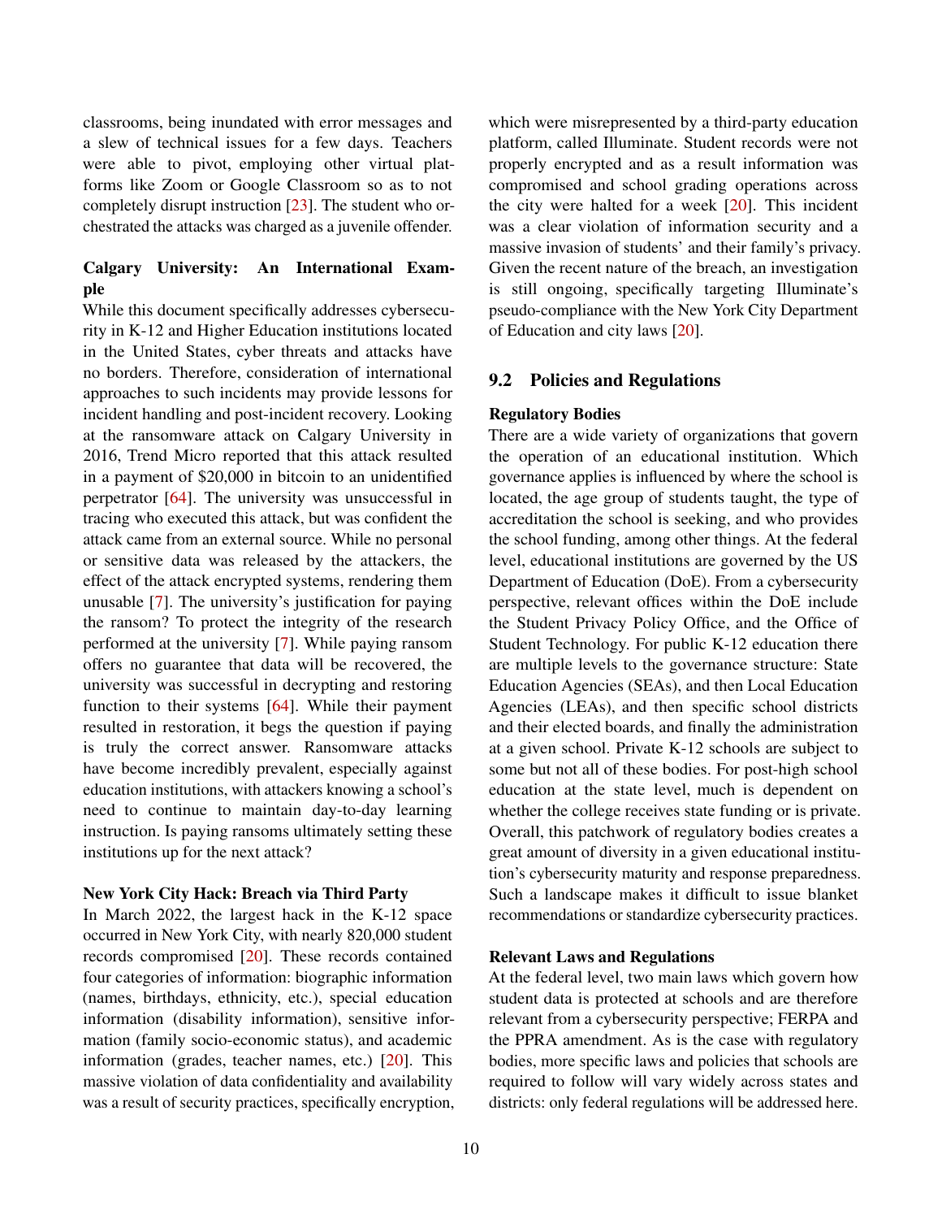classrooms, being inundated with error messages and a slew of technical issues for a few days. Teachers were able to pivot, employing other virtual platforms like Zoom or Google Classroom so as to not completely disrupt instruction [23]. The student who orchestrated the attacks was charged as a juvenile offender.

**Calgary University: An International Example**

While this document specifically addresses cybersecurity in K-12 and Higher Education institutions located in the United States, cyber threats and attacks have no borders. Therefore, consideration of international approaches to such incidents may provide lessons for incident handling and post-incident recovery. Looking at the ransomware attack on Calgary University in 2016, Trend Micro reported that this attack resulted in a payment of $20,000 in bitcoin to an unidentified perpetrator [64]. The university was unsuccessful in tracing who executed this attack, but was confident the attack came from an external source. While no personal or sensitive data was released by the attackers, the effect of the attack encrypted systems, rendering them unusable [7]. The university's justification for paying the ransom? To protect the integrity of the research performed at the university [7]. While paying ransom offers no guarantee that data will be recovered, the university was successful in decrypting and restoring function to their systems [64]. While their payment resulted in restoration, it begs the question if paying is truly the correct answer. Ransomware attacks have become incredibly prevalent, especially against education institutions, with attackers knowing a school's need to continue to maintain day-to-day learning instruction. Is paying ransoms ultimately setting these institutions up for the next attack?

**New York City Hack: Breach via Third Party**

In March 2022, the largest hack in the K-12 space occurred in New York City, with nearly 820,000 student records compromised [20]. These records contained four categories of information: biographic information (names, birthdays, ethnicity, etc.), special education information (disability information), sensitive information (family socio-economic status), and academic information (grades, teacher names, etc.) [20]. This massive violation of data confidentiality and availability was a result of security practices, specifically encryption, which were misrepresented by a third-party education platform, called Illuminate. Student records were not properly encrypted and as a result information was compromised and school grading operations across the city were halted for a week [20]. This incident was a clear violation of information security and a massive invasion of students' and their family's privacy. Given the recent nature of the breach, an investigation is still ongoing, specifically targeting Illuminate's pseudo-compliance with the New York City Department of Education and city laws [20].

## 9.2 Policies and Regulations

**Regulatory Bodies**

There are a wide variety of organizations that govern the operation of an educational institution. Which governance applies is influenced by where the school is located, the age group of students taught, the type of accreditation the school is seeking, and who provides the school funding, among other things. At the federal level, educational institutions are governed by the US Department of Education (DoE). From a cybersecurity perspective, relevant offices within the DoE include the Student Privacy Policy Office, and the Office of Student Technology. For public K-12 education there are multiple levels to the governance structure: State Education Agencies (SEAs), and then Local Education Agencies (LEAs), and then specific school districts and their elected boards, and finally the administration at a given school. Private K-12 schools are subject to some but not all of these bodies. For post-high school education at the state level, much is dependent on whether the college receives state funding or is private. Overall, this patchwork of regulatory bodies creates a great amount of diversity in a given educational institution's cybersecurity maturity and response preparedness. Such a landscape makes it difficult to issue blanket recommendations or standardize cybersecurity practices.

**Relevant Laws and Regulations**

At the federal level, two main laws which govern how student data is protected at schools and are therefore relevant from a cybersecurity perspective; FERPA and the PPRA amendment. As is the case with regulatory bodies, more specific laws and policies that schools are required to follow will vary widely across states and districts: only federal regulations will be addressed here.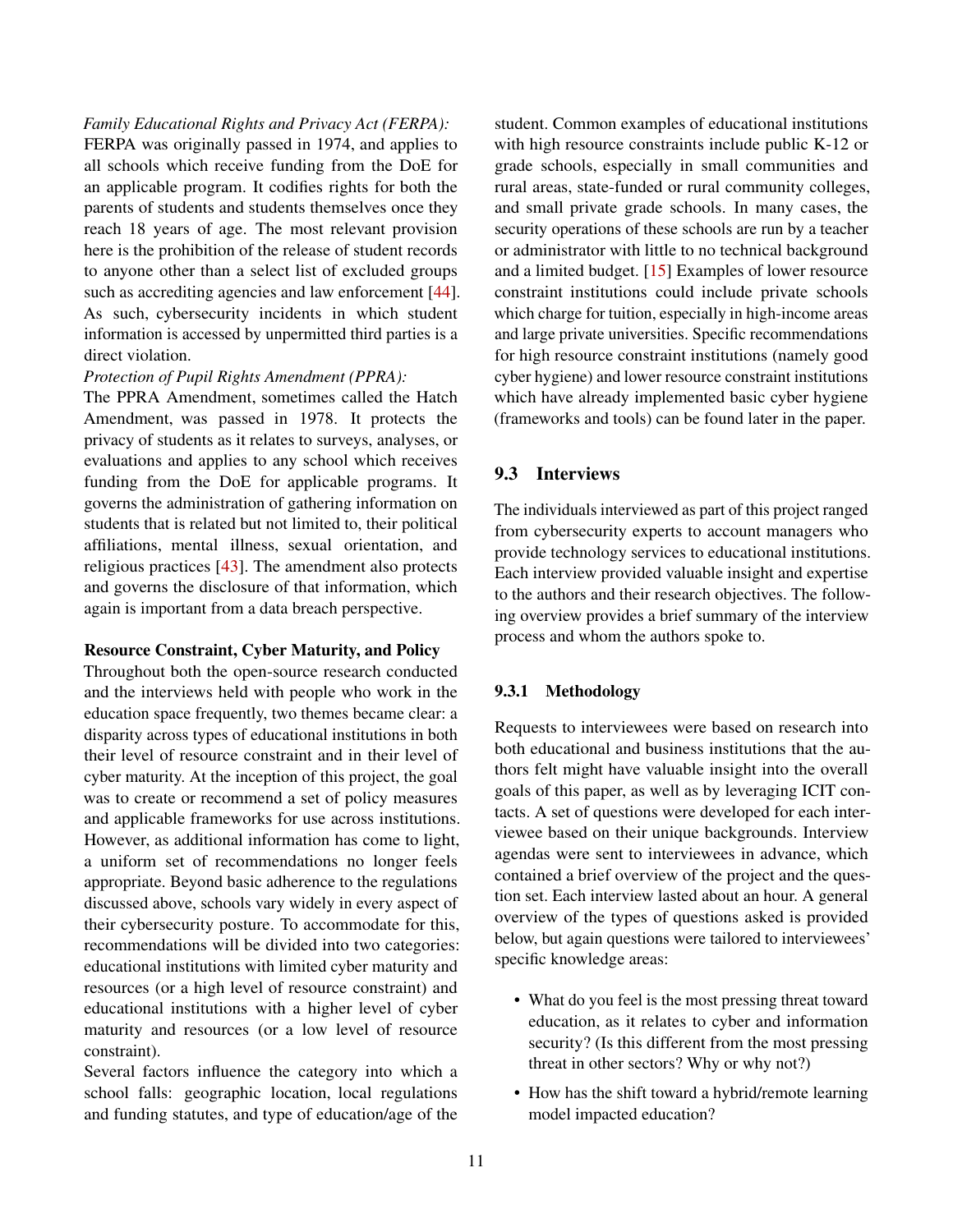*Family Educational Rights and Privacy Act (FERPA):* FERPA was originally passed in 1974, and applies to all schools which receive funding from the DoE for an applicable program. It codifies rights for both the parents of students and students themselves once they reach 18 years of age. The most relevant provision here is the prohibition of the release of student records to anyone other than a select list of excluded groups such as accrediting agencies and law enforcement [44]. As such, cybersecurity incidents in which student information is accessed by unpermitted third parties is a direct violation.

*Protection of Pupil Rights Amendment (PPRA):* The PPRA Amendment, sometimes called the Hatch Amendment, was passed in 1978. It protects the privacy of students as it relates to surveys, analyses, or evaluations and applies to any school which receives funding from the DoE for applicable programs. It governs the administration of gathering information on students that is related but not limited to, their political affiliations, mental illness, sexual orientation, and religious practices [43]. The amendment also protects and governs the disclosure of that information, which again is important from a data breach perspective.

**Resource Constraint, Cyber Maturity, and Policy**

Throughout both the open-source research conducted and the interviews held with people who work in the education space frequently, two themes became clear: a disparity across types of educational institutions in both their level of resource constraint and in their level of cyber maturity. At the inception of this project, the goal was to create or recommend a set of policy measures and applicable frameworks for use across institutions. However, as additional information has come to light, a uniform set of recommendations no longer feels appropriate. Beyond basic adherence to the regulations discussed above, schools vary widely in every aspect of their cybersecurity posture. To accommodate for this, recommendations will be divided into two categories: educational institutions with limited cyber maturity and resources (or a high level of resource constraint) and educational institutions with a higher level of cyber maturity and resources (or a low level of resource constraint).

Several factors influence the category into which a school falls: geographic location, local regulations and funding statutes, and type of education/age of the student. Common examples of educational institutions with high resource constraints include public K-12 or grade schools, especially in small communities and rural areas, state-funded or rural community colleges, and small private grade schools. In many cases, the security operations of these schools are run by a teacher or administrator with little to no technical background and a limited budget. [15] Examples of lower resource constraint institutions could include private schools which charge for tuition, especially in high-income areas and large private universities. Specific recommendations for high resource constraint institutions (namely good cyber hygiene) and lower resource constraint institutions which have already implemented basic cyber hygiene (frameworks and tools) can be found later in the paper.

## 9.3 Interviews

The individuals interviewed as part of this project ranged from cybersecurity experts to account managers who provide technology services to educational institutions. Each interview provided valuable insight and expertise to the authors and their research objectives. The following overview provides a brief summary of the interview process and whom the authors spoke to.

### 9.3.1 Methodology

Requests to interviewees were based on research into both educational and business institutions that the authors felt might have valuable insight into the overall goals of this paper, as well as by leveraging ICIT contacts. A set of questions were developed for each interviewee based on their unique backgrounds. Interview agendas were sent to interviewees in advance, which contained a brief overview of the project and the question set. Each interview lasted about an hour. A general overview of the types of questions asked is provided below, but again questions were tailored to interviewees' specific knowledge areas:

- What do you feel is the most pressing threat toward education, as it relates to cyber and information security? (Is this different from the most pressing threat in other sectors? Why or why not?)
- How has the shift toward a hybrid/remote learning model impacted education?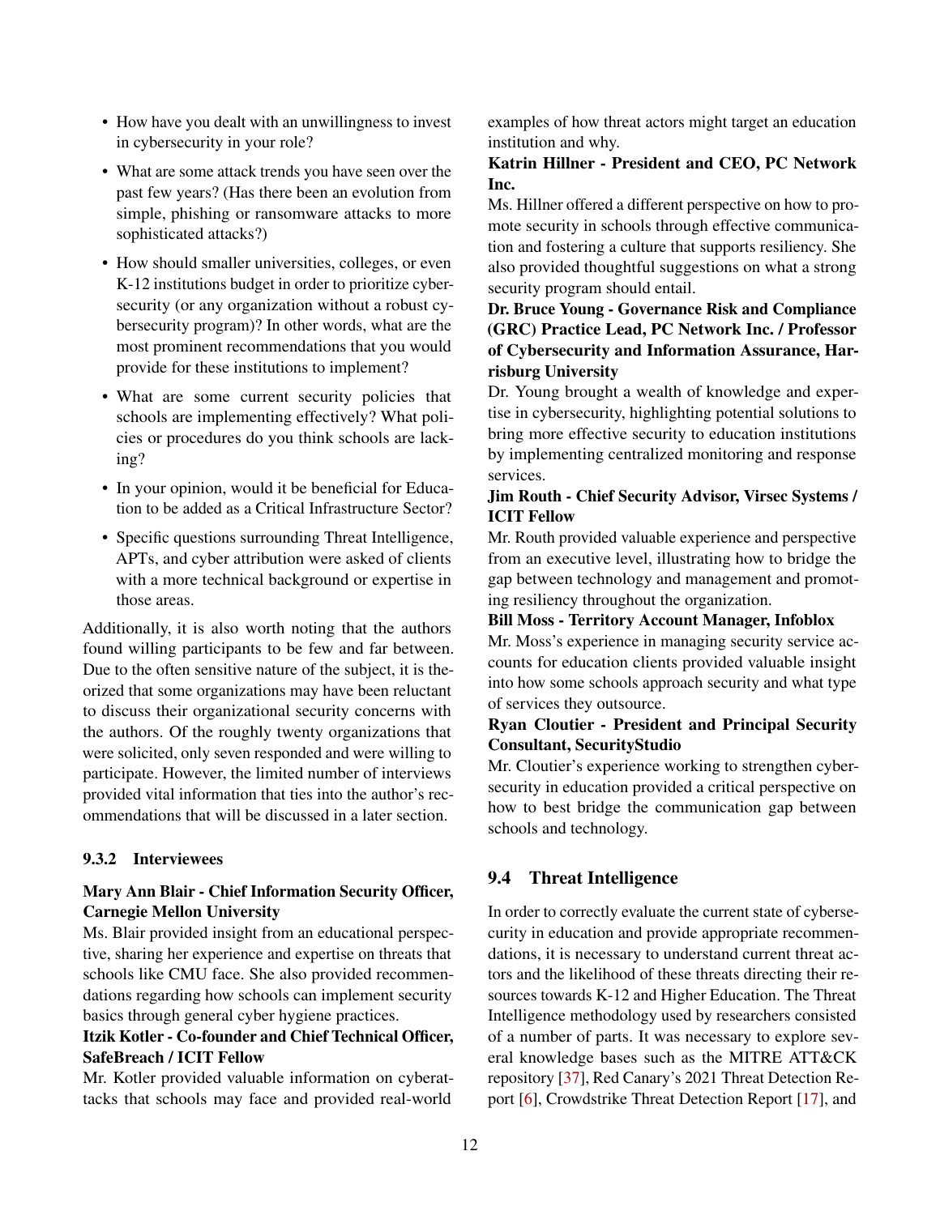- How have you dealt with an unwillingness to invest in cybersecurity in your role?
- What are some attack trends you have seen over the past few years? (Has there been an evolution from simple, phishing or ransomware attacks to more sophisticated attacks?)
- How should smaller universities, colleges, or even K-12 institutions budget in order to prioritize cybersecurity (or any organization without a robust cybersecurity program)? In other words, what are the most prominent recommendations that you would provide for these institutions to implement?
- What are some current security policies that schools are implementing effectively? What policies or procedures do you think schools are lacking?
- In your opinion, would it be beneficial for Education to be added as a Critical Infrastructure Sector?
- Specific questions surrounding Threat Intelligence, APTs, and cyber attribution were asked of clients with a more technical background or expertise in those areas.

Additionally, it is also worth noting that the authors found willing participants to be few and far between. Due to the often sensitive nature of the subject, it is theorized that some organizations may have been reluctant to discuss their organizational security concerns with the authors. Of the roughly twenty organizations that were solicited, only seven responded and were willing to participate. However, the limited number of interviews provided vital information that ties into the author's recommendations that will be discussed in a later section.

### 9.3.2 Interviewees

**Mary Ann Blair - Chief Information Security Officer, Carnegie Mellon University**
Ms. Blair provided insight from an educational perspective, sharing her experience and expertise on threats that schools like CMU face. She also provided recommendations regarding how schools can implement security basics through general cyber hygiene practices.

**Itzik Kotler - Co-founder and Chief Technical Officer, SafeBreach / ICIT Fellow**
Mr. Kotler provided valuable information on cyberattacks that schools may face and provided real-world examples of how threat actors might target an education institution and why.

**Katrin Hillner - President and CEO, PC Network Inc.**
Ms. Hillner offered a different perspective on how to promote security in schools through effective communication and fostering a culture that supports resiliency. She also provided thoughtful suggestions on what a strong security program should entail.

**Dr. Bruce Young - Governance Risk and Compliance (GRC) Practice Lead, PC Network Inc. / Professor of Cybersecurity and Information Assurance, Harrisburg University**
Dr. Young brought a wealth of knowledge and expertise in cybersecurity, highlighting potential solutions to bring more effective security to education institutions by implementing centralized monitoring and response services.

**Jim Routh - Chief Security Advisor, Virsec Systems / ICIT Fellow**
Mr. Routh provided valuable experience and perspective from an executive level, illustrating how to bridge the gap between technology and management and promoting resiliency throughout the organization.

**Bill Moss - Territory Account Manager, Infoblox**
Mr. Moss's experience in managing security service accounts for education clients provided valuable insight into how some schools approach security and what type of services they outsource.

**Ryan Cloutier - President and Principal Security Consultant, SecurityStudio**
Mr. Cloutier's experience working to strengthen cybersecurity in education provided a critical perspective on how to best bridge the communication gap between schools and technology.

## 9.4 Threat Intelligence

In order to correctly evaluate the current state of cybersecurity in education and provide appropriate recommendations, it is necessary to understand current threat actors and the likelihood of these threats directing their resources towards K-12 and Higher Education. The Threat Intelligence methodology used by researchers consisted of a number of parts. It was necessary to explore several knowledge bases such as the MITRE ATT&CK repository [37], Red Canary's 2021 Threat Detection Report [6], Crowdstrike Threat Detection Report [17], and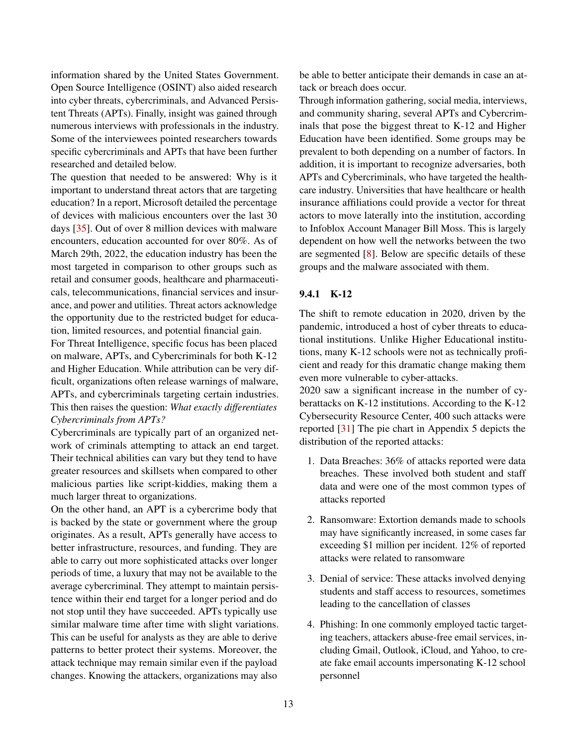information shared by the United States Government. Open Source Intelligence (OSINT) also aided research into cyber threats, cybercriminals, and Advanced Persistent Threats (APTs). Finally, insight was gained through numerous interviews with professionals in the industry. Some of the interviewees pointed researchers towards specific cybercriminals and APTs that have been further researched and detailed below.

The question that needed to be answered: Why is it important to understand threat actors that are targeting education? In a report, Microsoft detailed the percentage of devices with malicious encounters over the last 30 days [35]. Out of over 8 million devices with malware encounters, education accounted for over 80%. As of March 29th, 2022, the education industry has been the most targeted in comparison to other groups such as retail and consumer goods, healthcare and pharmaceuticals, telecommunications, financial services and insurance, and power and utilities. Threat actors acknowledge the opportunity due to the restricted budget for education, limited resources, and potential financial gain.

For Threat Intelligence, specific focus has been placed on malware, APTs, and Cybercriminals for both K-12 and Higher Education. While attribution can be very difficult, organizations often release warnings of malware, APTs, and cybercriminals targeting certain industries. This then raises the question: *What exactly differentiates Cybercriminals from APTs?*

Cybercriminals are typically part of an organized network of criminals attempting to attack an end target. Their technical abilities can vary but they tend to have greater resources and skillsets when compared to other malicious parties like script-kiddies, making them a much larger threat to organizations.

On the other hand, an APT is a cybercrime body that is backed by the state or government where the group originates. As a result, APTs generally have access to better infrastructure, resources, and funding. They are able to carry out more sophisticated attacks over longer periods of time, a luxury that may not be available to the average cybercriminal. They attempt to maintain persistence within their end target for a longer period and do not stop until they have succeeded. APTs typically use similar malware time after time with slight variations. This can be useful for analysts as they are able to derive patterns to better protect their systems. Moreover, the attack technique may remain similar even if the payload changes. Knowing the attackers, organizations may also be able to better anticipate their demands in case an attack or breach does occur.

Through information gathering, social media, interviews, and community sharing, several APTs and Cybercriminals that pose the biggest threat to K-12 and Higher Education have been identified. Some groups may be prevalent to both depending on a number of factors. In addition, it is important to recognize adversaries, both APTs and Cybercriminals, who have targeted the healthcare industry. Universities that have healthcare or health insurance affiliations could provide a vector for threat actors to move laterally into the institution, according to Infoblox Account Manager Bill Moss. This is largely dependent on how well the networks between the two are segmented [8]. Below are specific details of these groups and the malware associated with them.

### 9.4.1 K-12

The shift to remote education in 2020, driven by the pandemic, introduced a host of cyber threats to educational institutions. Unlike Higher Educational institutions, many K-12 schools were not as technically proficient and ready for this dramatic change making them even more vulnerable to cyber-attacks.

2020 saw a significant increase in the number of cyberattacks on K-12 institutions. According to the K-12 Cybersecurity Resource Center, 400 such attacks were reported [31] The pie chart in Appendix 5 depicts the distribution of the reported attacks:

1. Data Breaches: 36% of attacks reported were data breaches. These involved both student and staff data and were one of the most common types of attacks reported
2. Ransomware: Extortion demands made to schools may have significantly increased, in some cases far exceeding $1 million per incident. 12% of reported attacks were related to ransomware
3. Denial of service: These attacks involved denying students and staff access to resources, sometimes leading to the cancellation of classes
4. Phishing: In one commonly employed tactic targeting teachers, attackers abuse-free email services, including Gmail, Outlook, iCloud, and Yahoo, to create fake email accounts impersonating K-12 school personnel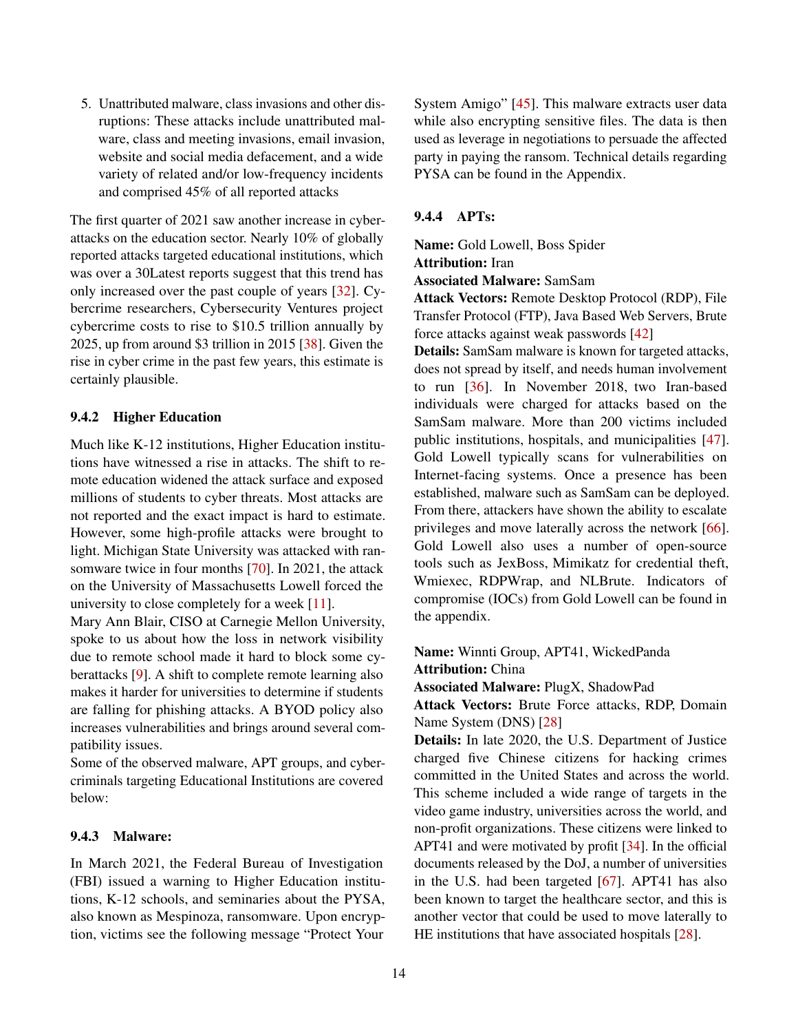5. Unattributed malware, class invasions and other disruptions: These attacks include unattributed malware, class and meeting invasions, email invasion, website and social media defacement, and a wide variety of related and/or low-frequency incidents and comprised 45% of all reported attacks

The first quarter of 2021 saw another increase in cyberattacks on the education sector. Nearly 10% of globally reported attacks targeted educational institutions, which was over a 30Latest reports suggest that this trend has only increased over the past couple of years [32]. Cybercrime researchers, Cybersecurity Ventures project cybercrime costs to rise to $10.5 trillion annually by 2025, up from around $3 trillion in 2015 [38]. Given the rise in cyber crime in the past few years, this estimate is certainly plausible.

### 9.4.2 Higher Education

Much like K-12 institutions, Higher Education institutions have witnessed a rise in attacks. The shift to remote education widened the attack surface and exposed millions of students to cyber threats. Most attacks are not reported and the exact impact is hard to estimate. However, some high-profile attacks were brought to light. Michigan State University was attacked with ransomware twice in four months [70]. In 2021, the attack on the University of Massachusetts Lowell forced the university to close completely for a week [11].
Mary Ann Blair, CISO at Carnegie Mellon University, spoke to us about how the loss in network visibility due to remote school made it hard to block some cyberattacks [9]. A shift to complete remote learning also makes it harder for universities to determine if students are falling for phishing attacks. A BYOD policy also increases vulnerabilities and brings around several compatibility issues.
Some of the observed malware, APT groups, and cybercriminals targeting Educational Institutions are covered below:

### 9.4.3 Malware:

In March 2021, the Federal Bureau of Investigation (FBI) issued a warning to Higher Education institutions, K-12 schools, and seminaries about the PYSA, also known as Mespinoza, ransomware. Upon encryption, victims see the following message "Protect Your System Amigo" [45]. This malware extracts user data while also encrypting sensitive files. The data is then used as leverage in negotiations to persuade the affected party in paying the ransom. Technical details regarding PYSA can be found in the Appendix.

### 9.4.4 APTs:

**Name:** Gold Lowell, Boss Spider
**Attribution:** Iran
**Associated Malware:** SamSam
**Attack Vectors:** Remote Desktop Protocol (RDP), File Transfer Protocol (FTP), Java Based Web Servers, Brute force attacks against weak passwords [42]
**Details:** SamSam malware is known for targeted attacks, does not spread by itself, and needs human involvement to run [36]. In November 2018, two Iran-based individuals were charged for attacks based on the SamSam malware. More than 200 victims included public institutions, hospitals, and municipalities [47]. Gold Lowell typically scans for vulnerabilities on Internet-facing systems. Once a presence has been established, malware such as SamSam can be deployed. From there, attackers have shown the ability to escalate privileges and move laterally across the network [66]. Gold Lowell also uses a number of open-source tools such as JexBoss, Mimikatz for credential theft, Wmiexec, RDPWrap, and NLBrute. Indicators of compromise (IOCs) from Gold Lowell can be found in the appendix.

**Name:** Winnti Group, APT41, WickedPanda
**Attribution:** China
**Associated Malware:** PlugX, ShadowPad
**Attack Vectors:** Brute Force attacks, RDP, Domain Name System (DNS) [28]
**Details:** In late 2020, the U.S. Department of Justice charged five Chinese citizens for hacking crimes committed in the United States and across the world. This scheme included a wide range of targets in the video game industry, universities across the world, and non-profit organizations. These citizens were linked to APT41 and were motivated by profit [34]. In the official documents released by the DoJ, a number of universities in the U.S. had been targeted [67]. APT41 has also been known to target the healthcare sector, and this is another vector that could be used to move laterally to HE institutions that have associated hospitals [28].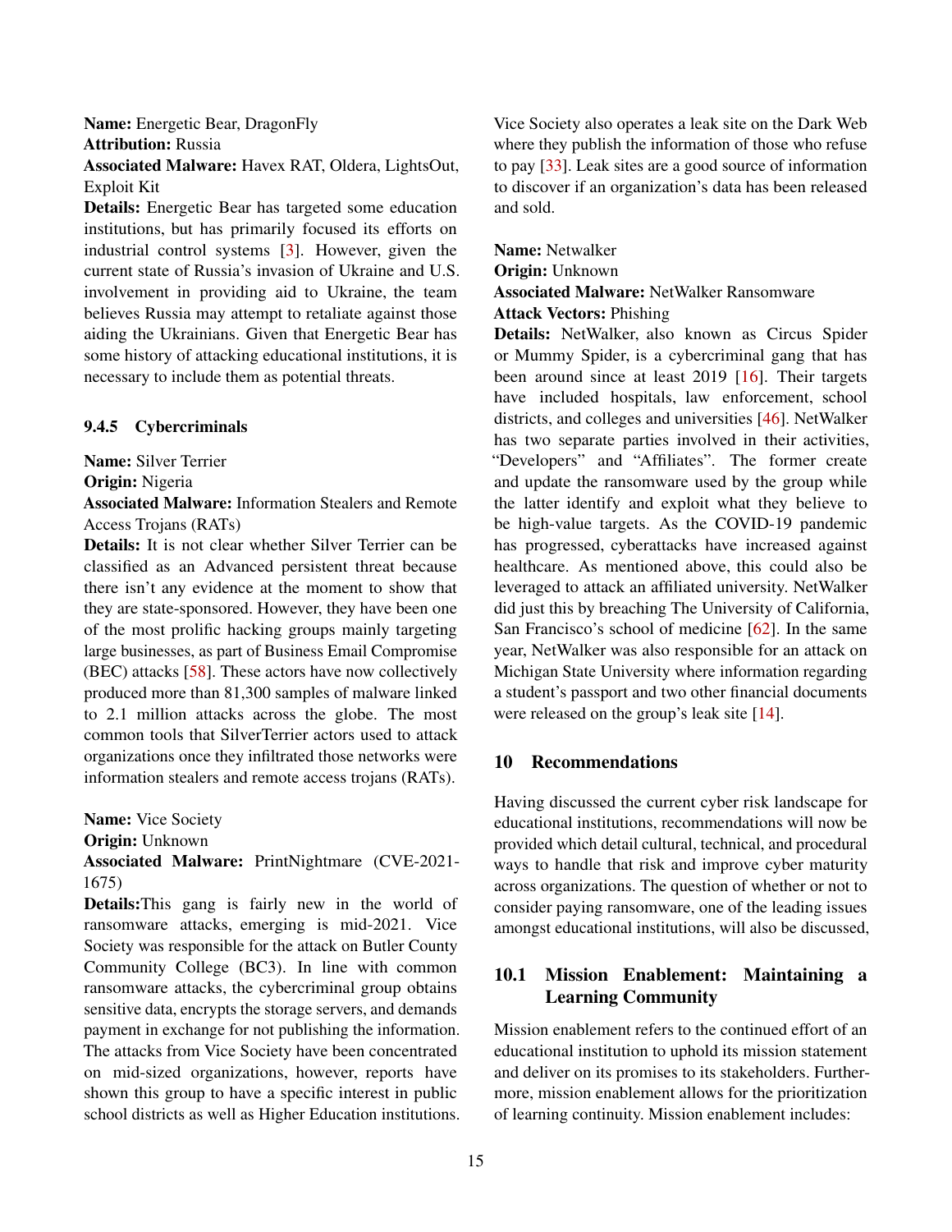**Name:** Energetic Bear, DragonFly
**Attribution:** Russia
**Associated Malware:** Havex RAT, Oldera, LightsOut, Exploit Kit
**Details:** Energetic Bear has targeted some education institutions, but has primarily focused its efforts on industrial control systems [3]. However, given the current state of Russia's invasion of Ukraine and U.S. involvement in providing aid to Ukraine, the team believes Russia may attempt to retaliate against those aiding the Ukrainians. Given that Energetic Bear has some history of attacking educational institutions, it is necessary to include them as potential threats.

### 9.4.5 Cybercriminals

**Name:** Silver Terrier
**Origin:** Nigeria
**Associated Malware:** Information Stealers and Remote Access Trojans (RATs)
**Details:** It is not clear whether Silver Terrier can be classified as an Advanced persistent threat because there isn't any evidence at the moment to show that they are state-sponsored. However, they have been one of the most prolific hacking groups mainly targeting large businesses, as part of Business Email Compromise (BEC) attacks [58]. These actors have now collectively produced more than 81,300 samples of malware linked to 2.1 million attacks across the globe. The most common tools that SilverTerrier actors used to attack organizations once they infiltrated those networks were information stealers and remote access trojans (RATs).

**Name:** Vice Society
**Origin:** Unknown
**Associated Malware:** PrintNightmare (CVE-2021-1675)
**Details:**This gang is fairly new in the world of ransomware attacks, emerging is mid-2021. Vice Society was responsible for the attack on Butler County Community College (BC3). In line with common ransomware attacks, the cybercriminal group obtains sensitive data, encrypts the storage servers, and demands payment in exchange for not publishing the information. The attacks from Vice Society have been concentrated on mid-sized organizations, however, reports have shown this group to have a specific interest in public school districts as well as Higher Education institutions. Vice Society also operates a leak site on the Dark Web where they publish the information of those who refuse to pay [33]. Leak sites are a good source of information to discover if an organization's data has been released and sold.

**Name:** Netwalker
**Origin:** Unknown
**Associated Malware:** NetWalker Ransomware
**Attack Vectors:** Phishing
**Details:** NetWalker, also known as Circus Spider or Mummy Spider, is a cybercriminal gang that has been around since at least 2019 [16]. Their targets have included hospitals, law enforcement, school districts, and colleges and universities [46]. NetWalker has two separate parties involved in their activities, "Developers" and "Affiliates". The former create and update the ransomware used by the group while the latter identify and exploit what they believe to be high-value targets. As the COVID-19 pandemic has progressed, cyberattacks have increased against healthcare. As mentioned above, this could also be leveraged to attack an affiliated university. NetWalker did just this by breaching The University of California, San Francisco's school of medicine [62]. In the same year, NetWalker was also responsible for an attack on Michigan State University where information regarding a student's passport and two other financial documents were released on the group's leak site [14].

## 10 Recommendations

Having discussed the current cyber risk landscape for educational institutions, recommendations will now be provided which detail cultural, technical, and procedural ways to handle that risk and improve cyber maturity across organizations. The question of whether or not to consider paying ransomware, one of the leading issues amongst educational institutions, will also be discussed,

### 10.1 Mission Enablement: Maintaining a Learning Community

Mission enablement refers to the continued effort of an educational institution to uphold its mission statement and deliver on its promises to its stakeholders. Furthermore, mission enablement allows for the prioritization of learning continuity. Mission enablement includes: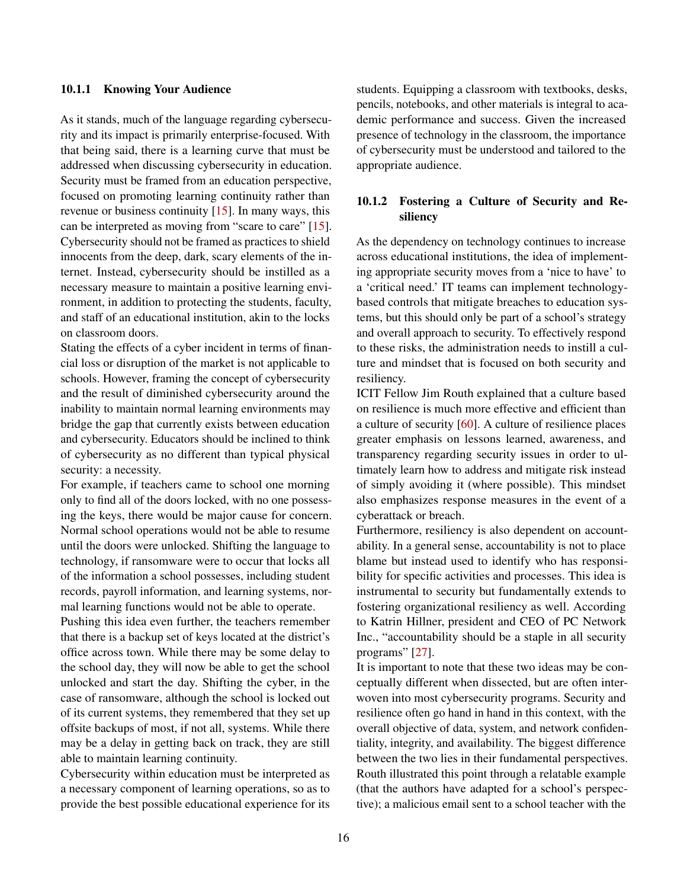#### 10.1.1 Knowing Your Audience

As it stands, much of the language regarding cybersecurity and its impact is primarily enterprise-focused. With that being said, there is a learning curve that must be addressed when discussing cybersecurity in education. Security must be framed from an education perspective, focused on promoting learning continuity rather than revenue or business continuity [15]. In many ways, this can be interpreted as moving from "scare to care" [15]. Cybersecurity should not be framed as practices to shield innocents from the deep, dark, scary elements of the internet. Instead, cybersecurity should be instilled as a necessary measure to maintain a positive learning environment, in addition to protecting the students, faculty, and staff of an educational institution, akin to the locks on classroom doors.

Stating the effects of a cyber incident in terms of financial loss or disruption of the market is not applicable to schools. However, framing the concept of cybersecurity and the result of diminished cybersecurity around the inability to maintain normal learning environments may bridge the gap that currently exists between education and cybersecurity. Educators should be inclined to think of cybersecurity as no different than typical physical security: a necessity.

For example, if teachers came to school one morning only to find all of the doors locked, with no one possessing the keys, there would be major cause for concern. Normal school operations would not be able to resume until the doors were unlocked. Shifting the language to technology, if ransomware were to occur that locks all of the information a school possesses, including student records, payroll information, and learning systems, normal learning functions would not be able to operate.

Pushing this idea even further, the teachers remember that there is a backup set of keys located at the district's office across town. While there may be some delay to the school day, they will now be able to get the school unlocked and start the day. Shifting the cyber, in the case of ransomware, although the school is locked out of its current systems, they remembered that they set up offsite backups of most, if not all, systems. While there may be a delay in getting back on track, they are still able to maintain learning continuity.

Cybersecurity within education must be interpreted as a necessary component of learning operations, so as to provide the best possible educational experience for its students. Equipping a classroom with textbooks, desks, pencils, notebooks, and other materials is integral to academic performance and success. Given the increased presence of technology in the classroom, the importance of cybersecurity must be understood and tailored to the appropriate audience.

#### 10.1.2 Fostering a Culture of Security and Resiliency

As the dependency on technology continues to increase across educational institutions, the idea of implementing appropriate security moves from a 'nice to have' to a 'critical need.' IT teams can implement technology-based controls that mitigate breaches to education systems, but this should only be part of a school's strategy and overall approach to security. To effectively respond to these risks, the administration needs to instill a culture and mindset that is focused on both security and resiliency.

ICIT Fellow Jim Routh explained that a culture based on resilience is much more effective and efficient than a culture of security [60]. A culture of resilience places greater emphasis on lessons learned, awareness, and transparency regarding security issues in order to ultimately learn how to address and mitigate risk instead of simply avoiding it (where possible). This mindset also emphasizes response measures in the event of a cyberattack or breach.

Furthermore, resiliency is also dependent on accountability. In a general sense, accountability is not to place blame but instead used to identify who has responsibility for specific activities and processes. This idea is instrumental to security but fundamentally extends to fostering organizational resiliency as well. According to Katrin Hillner, president and CEO of PC Network Inc., "accountability should be a staple in all security programs" [27].

It is important to note that these two ideas may be conceptually different when dissected, but are often interwoven into most cybersecurity programs. Security and resilience often go hand in hand in this context, with the overall objective of data, system, and network confidentiality, integrity, and availability. The biggest difference between the two lies in their fundamental perspectives. Routh illustrated this point through a relatable example (that the authors have adapted for a school's perspective); a malicious email sent to a school teacher with the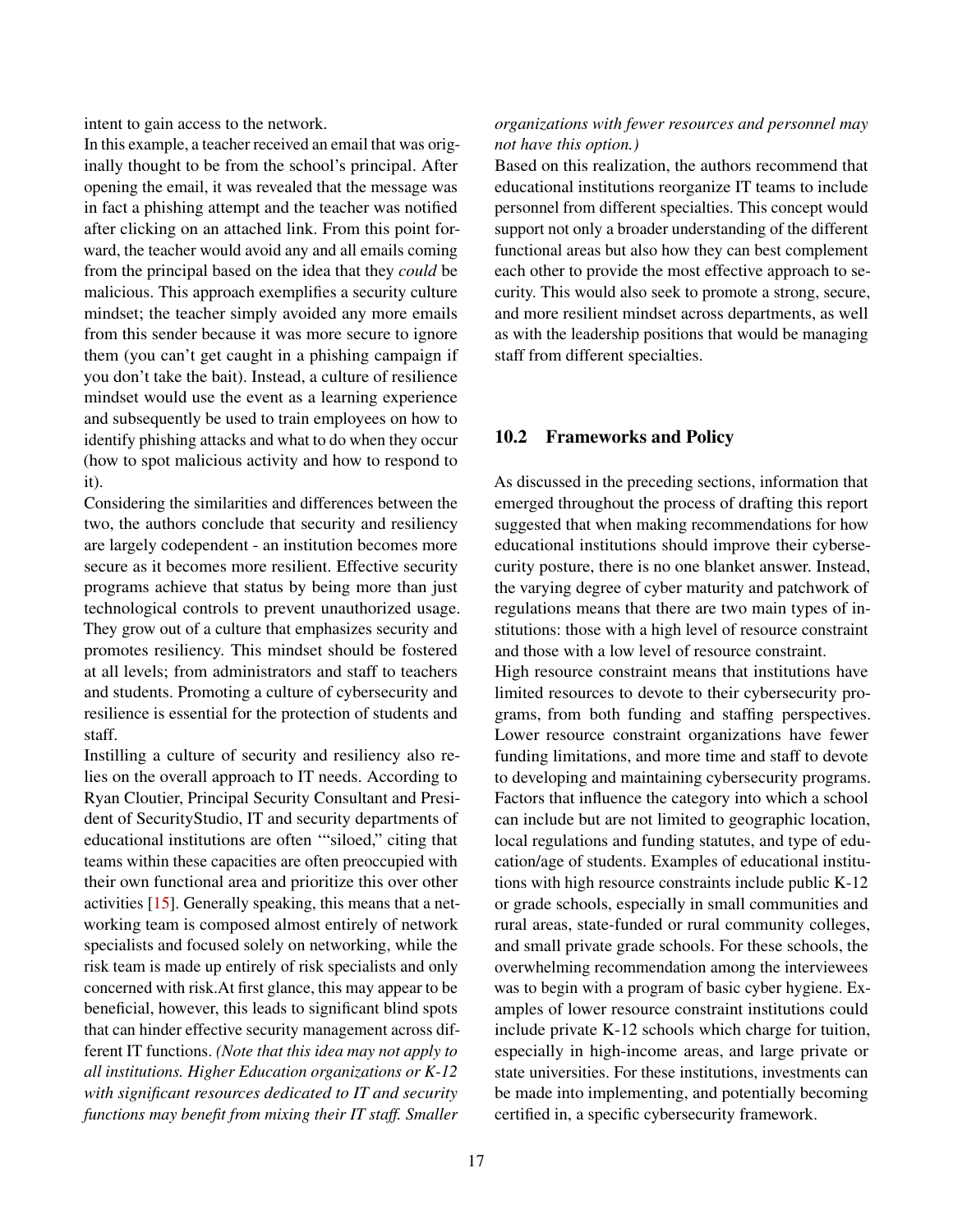intent to gain access to the network.

In this example, a teacher received an email that was originally thought to be from the school's principal. After opening the email, it was revealed that the message was in fact a phishing attempt and the teacher was notified after clicking on an attached link. From this point forward, the teacher would avoid any and all emails coming from the principal based on the idea that they *could* be malicious. This approach exemplifies a security culture mindset; the teacher simply avoided any more emails from this sender because it was more secure to ignore them (you can't get caught in a phishing campaign if you don't take the bait). Instead, a culture of resilience mindset would use the event as a learning experience and subsequently be used to train employees on how to identify phishing attacks and what to do when they occur (how to spot malicious activity and how to respond to it).

Considering the similarities and differences between the two, the authors conclude that security and resiliency are largely codependent - an institution becomes more secure as it becomes more resilient. Effective security programs achieve that status by being more than just technological controls to prevent unauthorized usage. They grow out of a culture that emphasizes security and promotes resiliency. This mindset should be fostered at all levels; from administrators and staff to teachers and students. Promoting a culture of cybersecurity and resilience is essential for the protection of students and staff.

Instilling a culture of security and resiliency also relies on the overall approach to IT needs. According to Ryan Cloutier, Principal Security Consultant and President of SecurityStudio, IT and security departments of educational institutions are often '"siloed," citing that teams within these capacities are often preoccupied with their own functional area and prioritize this over other activities [15]. Generally speaking, this means that a networking team is composed almost entirely of network specialists and focused solely on networking, while the risk team is made up entirely of risk specialists and only concerned with risk.At first glance, this may appear to be beneficial, however, this leads to significant blind spots that can hinder effective security management across different IT functions. *(Note that this idea may not apply to all institutions. Higher Education organizations or K-12 with significant resources dedicated to IT and security functions may benefit from mixing their IT staff. Smaller organizations with fewer resources and personnel may not have this option.)*

Based on this realization, the authors recommend that educational institutions reorganize IT teams to include personnel from different specialties. This concept would support not only a broader understanding of the different functional areas but also how they can best complement each other to provide the most effective approach to security. This would also seek to promote a strong, secure, and more resilient mindset across departments, as well as with the leadership positions that would be managing staff from different specialties.

## 10.2 Frameworks and Policy

As discussed in the preceding sections, information that emerged throughout the process of drafting this report suggested that when making recommendations for how educational institutions should improve their cybersecurity posture, there is no one blanket answer. Instead, the varying degree of cyber maturity and patchwork of regulations means that there are two main types of institutions: those with a high level of resource constraint and those with a low level of resource constraint.

High resource constraint means that institutions have limited resources to devote to their cybersecurity programs, from both funding and staffing perspectives. Lower resource constraint organizations have fewer funding limitations, and more time and staff to devote to developing and maintaining cybersecurity programs. Factors that influence the category into which a school can include but are not limited to geographic location, local regulations and funding statutes, and type of education/age of students. Examples of educational institutions with high resource constraints include public K-12 or grade schools, especially in small communities and rural areas, state-funded or rural community colleges, and small private grade schools. For these schools, the overwhelming recommendation among the interviewees was to begin with a program of basic cyber hygiene. Examples of lower resource constraint institutions could include private K-12 schools which charge for tuition, especially in high-income areas, and large private or state universities. For these institutions, investments can be made into implementing, and potentially becoming certified in, a specific cybersecurity framework.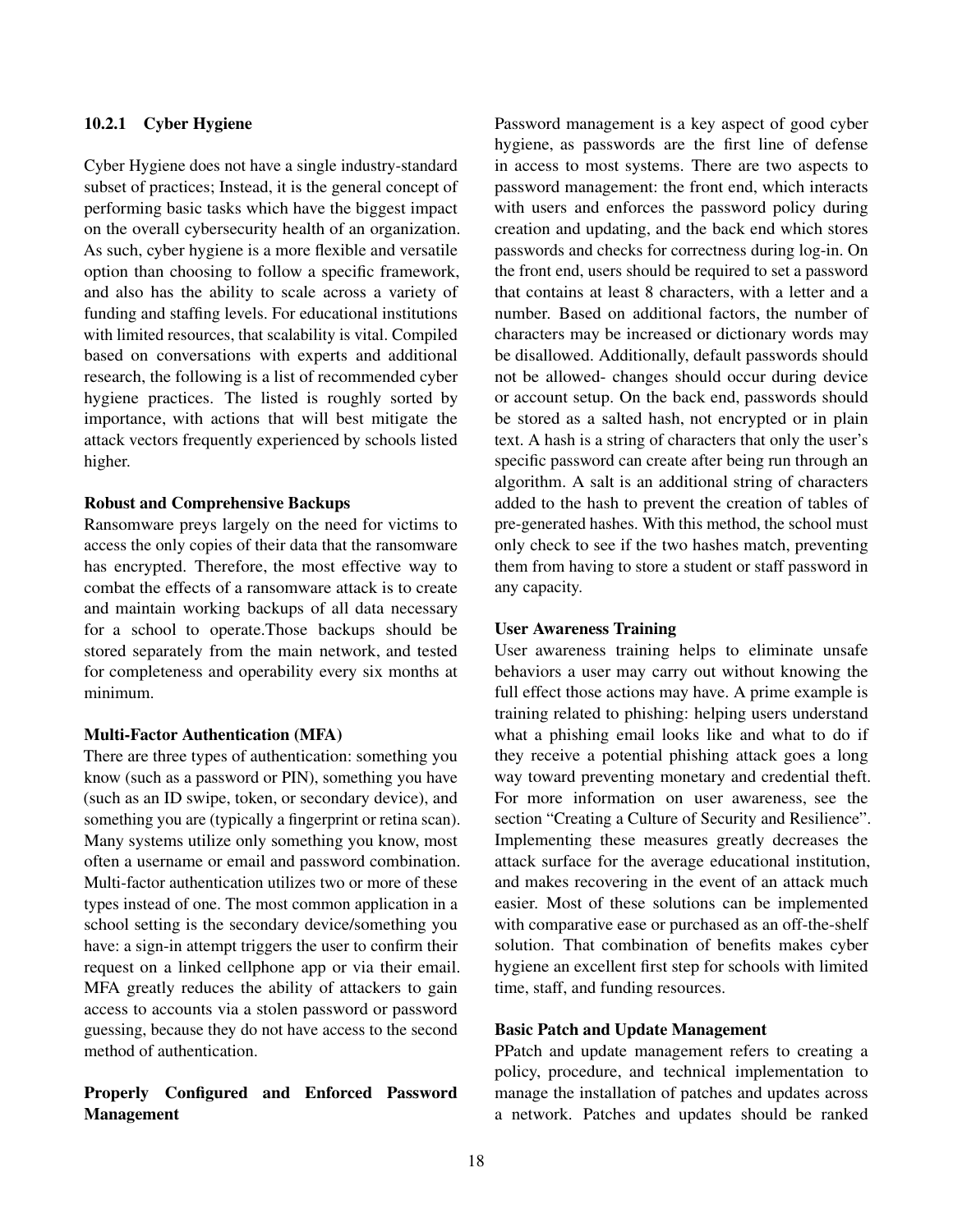### 10.2.1 Cyber Hygiene

Cyber Hygiene does not have a single industry-standard subset of practices; Instead, it is the general concept of performing basic tasks which have the biggest impact on the overall cybersecurity health of an organization. As such, cyber hygiene is a more flexible and versatile option than choosing to follow a specific framework, and also has the ability to scale across a variety of funding and staffing levels. For educational institutions with limited resources, that scalability is vital. Compiled based on conversations with experts and additional research, the following is a list of recommended cyber hygiene practices. The listed is roughly sorted by importance, with actions that will best mitigate the attack vectors frequently experienced by schools listed higher.

**Robust and Comprehensive Backups**

Ransomware preys largely on the need for victims to access the only copies of their data that the ransomware has encrypted. Therefore, the most effective way to combat the effects of a ransomware attack is to create and maintain working backups of all data necessary for a school to operate.Those backups should be stored separately from the main network, and tested for completeness and operability every six months at minimum.

**Multi-Factor Authentication (MFA)**

There are three types of authentication: something you know (such as a password or PIN), something you have (such as an ID swipe, token, or secondary device), and something you are (typically a fingerprint or retina scan). Many systems utilize only something you know, most often a username or email and password combination. Multi-factor authentication utilizes two or more of these types instead of one. The most common application in a school setting is the secondary device/something you have: a sign-in attempt triggers the user to confirm their request on a linked cellphone app or via their email. MFA greatly reduces the ability of attackers to gain access to accounts via a stolen password or password guessing, because they do not have access to the second method of authentication.

**Properly Configured and Enforced Password Management**

Password management is a key aspect of good cyber hygiene, as passwords are the first line of defense in access to most systems. There are two aspects to password management: the front end, which interacts with users and enforces the password policy during creation and updating, and the back end which stores passwords and checks for correctness during log-in. On the front end, users should be required to set a password that contains at least 8 characters, with a letter and a number. Based on additional factors, the number of characters may be increased or dictionary words may be disallowed. Additionally, default passwords should not be allowed- changes should occur during device or account setup. On the back end, passwords should be stored as a salted hash, not encrypted or in plain text. A hash is a string of characters that only the user's specific password can create after being run through an algorithm. A salt is an additional string of characters added to the hash to prevent the creation of tables of pre-generated hashes. With this method, the school must only check to see if the two hashes match, preventing them from having to store a student or staff password in any capacity.

**User Awareness Training**

User awareness training helps to eliminate unsafe behaviors a user may carry out without knowing the full effect those actions may have. A prime example is training related to phishing: helping users understand what a phishing email looks like and what to do if they receive a potential phishing attack goes a long way toward preventing monetary and credential theft. For more information on user awareness, see the section "Creating a Culture of Security and Resilience". Implementing these measures greatly decreases the attack surface for the average educational institution, and makes recovering in the event of an attack much easier. Most of these solutions can be implemented with comparative ease or purchased as an off-the-shelf solution. That combination of benefits makes cyber hygiene an excellent first step for schools with limited time, staff, and funding resources.

**Basic Patch and Update Management**

PPatch and update management refers to creating a policy, procedure, and technical implementation to manage the installation of patches and updates across a network. Patches and updates should be ranked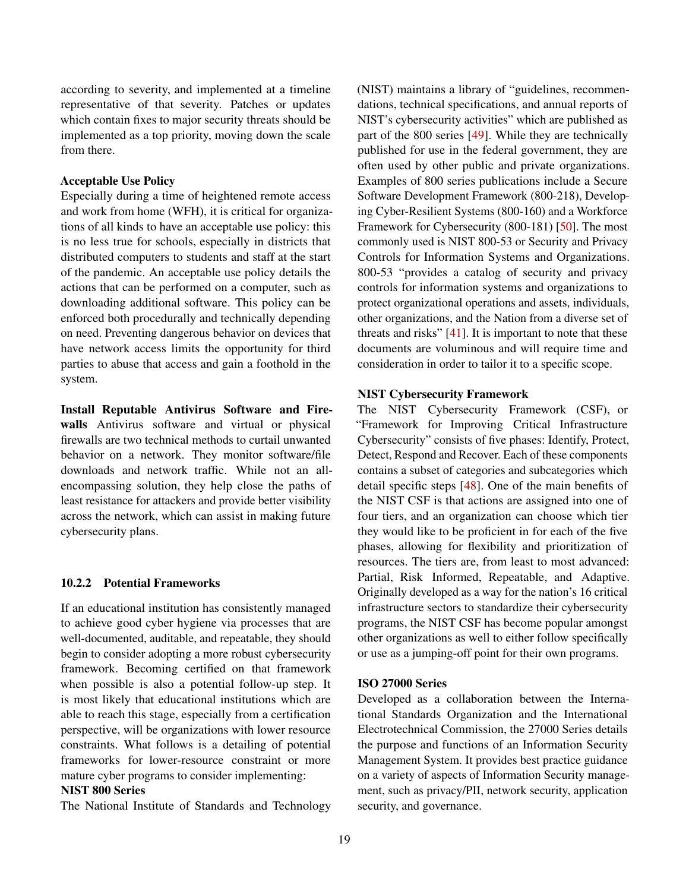according to severity, and implemented at a timeline representative of that severity. Patches or updates which contain fixes to major security threats should be implemented as a top priority, moving down the scale from there.

**Acceptable Use Policy**
Especially during a time of heightened remote access and work from home (WFH), it is critical for organizations of all kinds to have an acceptable use policy: this is no less true for schools, especially in districts that distributed computers to students and staff at the start of the pandemic. An acceptable use policy details the actions that can be performed on a computer, such as downloading additional software. This policy can be enforced both procedurally and technically depending on need. Preventing dangerous behavior on devices that have network access limits the opportunity for third parties to abuse that access and gain a foothold in the system.

**Install Reputable Antivirus Software and Firewalls** Antivirus software and virtual or physical firewalls are two technical methods to curtail unwanted behavior on a network. They monitor software/file downloads and network traffic. While not an all-encompassing solution, they help close the paths of least resistance for attackers and provide better visibility across the network, which can assist in making future cybersecurity plans.

### 10.2.2 Potential Frameworks

If an educational institution has consistently managed to achieve good cyber hygiene via processes that are well-documented, auditable, and repeatable, they should begin to consider adopting a more robust cybersecurity framework. Becoming certified on that framework when possible is also a potential follow-up step. It is most likely that educational institutions which are able to reach this stage, especially from a certification perspective, will be organizations with lower resource constraints. What follows is a detailing of potential frameworks for lower-resource constraint or more mature cyber programs to consider implementing:

**NIST 800 Series**
The National Institute of Standards and Technology (NIST) maintains a library of "guidelines, recommendations, technical specifications, and annual reports of NIST's cybersecurity activities" which are published as part of the 800 series [49]. While they are technically published for use in the federal government, they are often used by other public and private organizations. Examples of 800 series publications include a Secure Software Development Framework (800-218), Developing Cyber-Resilient Systems (800-160) and a Workforce Framework for Cybersecurity (800-181) [50]. The most commonly used is NIST 800-53 or Security and Privacy Controls for Information Systems and Organizations. 800-53 "provides a catalog of security and privacy controls for information systems and organizations to protect organizational operations and assets, individuals, other organizations, and the Nation from a diverse set of threats and risks" [41]. It is important to note that these documents are voluminous and will require time and consideration in order to tailor it to a specific scope.

**NIST Cybersecurity Framework**
The NIST Cybersecurity Framework (CSF), or "Framework for Improving Critical Infrastructure Cybersecurity" consists of five phases: Identify, Protect, Detect, Respond and Recover. Each of these components contains a subset of categories and subcategories which detail specific steps [48]. One of the main benefits of the NIST CSF is that actions are assigned into one of four tiers, and an organization can choose which tier they would like to be proficient in for each of the five phases, allowing for flexibility and prioritization of resources. The tiers are, from least to most advanced: Partial, Risk Informed, Repeatable, and Adaptive. Originally developed as a way for the nation's 16 critical infrastructure sectors to standardize their cybersecurity programs, the NIST CSF has become popular amongst other organizations as well to either follow specifically or use as a jumping-off point for their own programs.

**ISO 27000 Series**
Developed as a collaboration between the International Standards Organization and the International Electrotechnical Commission, the 27000 Series details the purpose and functions of an Information Security Management System. It provides best practice guidance on a variety of aspects of Information Security management, such as privacy/PII, network security, application security, and governance.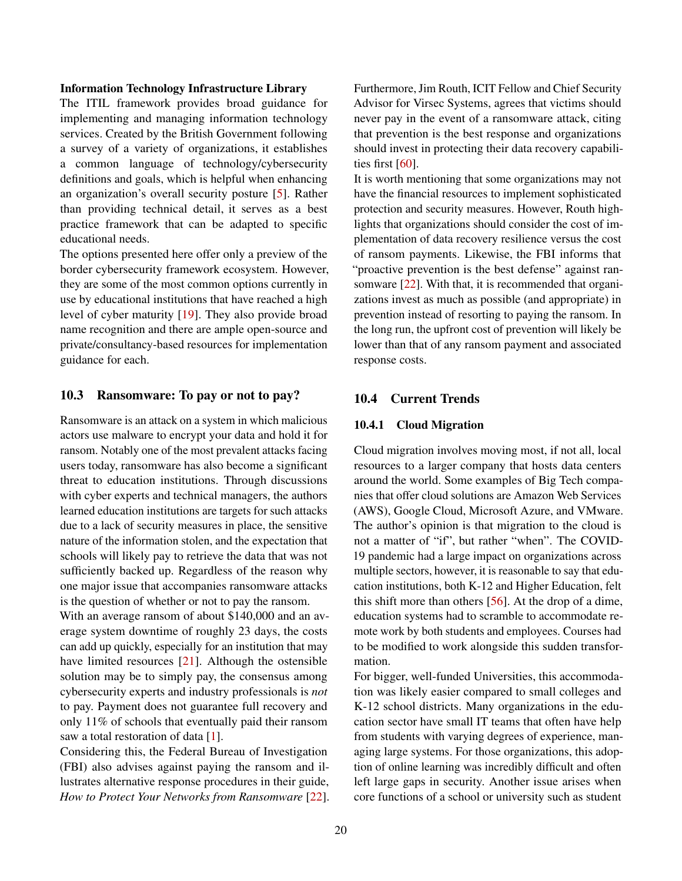**Information Technology Infrastructure Library**

The ITIL framework provides broad guidance for implementing and managing information technology services. Created by the British Government following a survey of a variety of organizations, it establishes a common language of technology/cybersecurity definitions and goals, which is helpful when enhancing an organization's overall security posture [5]. Rather than providing technical detail, it serves as a best practice framework that can be adapted to specific educational needs.

The options presented here offer only a preview of the border cybersecurity framework ecosystem. However, they are some of the most common options currently in use by educational institutions that have reached a high level of cyber maturity [19]. They also provide broad name recognition and there are ample open-source and private/consultancy-based resources for implementation guidance for each.

## 10.3 Ransomware: To pay or not to pay?

Ransomware is an attack on a system in which malicious actors use malware to encrypt your data and hold it for ransom. Notably one of the most prevalent attacks facing users today, ransomware has also become a significant threat to education institutions. Through discussions with cyber experts and technical managers, the authors learned education institutions are targets for such attacks due to a lack of security measures in place, the sensitive nature of the information stolen, and the expectation that schools will likely pay to retrieve the data that was not sufficiently backed up. Regardless of the reason why one major issue that accompanies ransomware attacks is the question of whether or not to pay the ransom.

With an average ransom of about $140,000 and an average system downtime of roughly 23 days, the costs can add up quickly, especially for an institution that may have limited resources [21]. Although the ostensible solution may be to simply pay, the consensus among cybersecurity experts and industry professionals is *not* to pay. Payment does not guarantee full recovery and only 11% of schools that eventually paid their ransom saw a total restoration of data [1].

Considering this, the Federal Bureau of Investigation (FBI) also advises against paying the ransom and illustrates alternative response procedures in their guide, *How to Protect Your Networks from Ransomware* [22]. Furthermore, Jim Routh, ICIT Fellow and Chief Security Advisor for Virsec Systems, agrees that victims should never pay in the event of a ransomware attack, citing that prevention is the best response and organizations should invest in protecting their data recovery capabilities first [60].

It is worth mentioning that some organizations may not have the financial resources to implement sophisticated protection and security measures. However, Routh highlights that organizations should consider the cost of implementation of data recovery resilience versus the cost of ransom payments. Likewise, the FBI informs that "proactive prevention is the best defense" against ransomware [22]. With that, it is recommended that organizations invest as much as possible (and appropriate) in prevention instead of resorting to paying the ransom. In the long run, the upfront cost of prevention will likely be lower than that of any ransom payment and associated response costs.

## 10.4 Current Trends

### 10.4.1 Cloud Migration

Cloud migration involves moving most, if not all, local resources to a larger company that hosts data centers around the world. Some examples of Big Tech companies that offer cloud solutions are Amazon Web Services (AWS), Google Cloud, Microsoft Azure, and VMware. The author's opinion is that migration to the cloud is not a matter of "if", but rather "when". The COVID-19 pandemic had a large impact on organizations across multiple sectors, however, it is reasonable to say that education institutions, both K-12 and Higher Education, felt this shift more than others [56]. At the drop of a dime, education systems had to scramble to accommodate remote work by both students and employees. Courses had to be modified to work alongside this sudden transformation.

For bigger, well-funded Universities, this accommodation was likely easier compared to small colleges and K-12 school districts. Many organizations in the education sector have small IT teams that often have help from students with varying degrees of experience, managing large systems. For those organizations, this adoption of online learning was incredibly difficult and often left large gaps in security. Another issue arises when core functions of a school or university such as student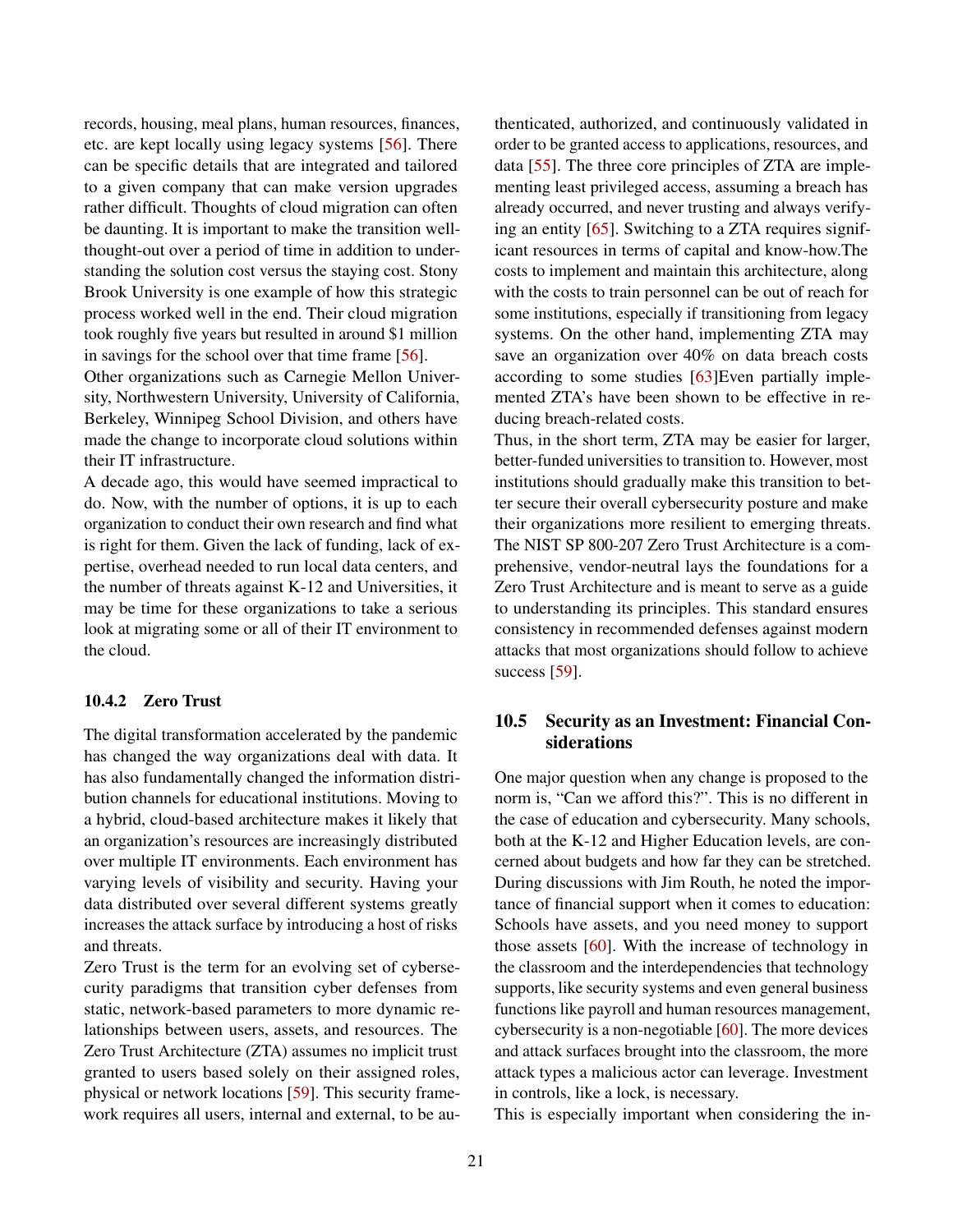records, housing, meal plans, human resources, finances, etc. are kept locally using legacy systems [56]. There can be specific details that are integrated and tailored to a given company that can make version upgrades rather difficult. Thoughts of cloud migration can often be daunting. It is important to make the transition well-thought-out over a period of time in addition to understanding the solution cost versus the staying cost. Stony Brook University is one example of how this strategic process worked well in the end. Their cloud migration took roughly five years but resulted in around $1 million in savings for the school over that time frame [56].

Other organizations such as Carnegie Mellon University, Northwestern University, University of California, Berkeley, Winnipeg School Division, and others have made the change to incorporate cloud solutions within their IT infrastructure.

A decade ago, this would have seemed impractical to do. Now, with the number of options, it is up to each organization to conduct their own research and find what is right for them. Given the lack of funding, lack of expertise, overhead needed to run local data centers, and the number of threats against K-12 and Universities, it may be time for these organizations to take a serious look at migrating some or all of their IT environment to the cloud.

### 10.4.2 Zero Trust

The digital transformation accelerated by the pandemic has changed the way organizations deal with data. It has also fundamentally changed the information distribution channels for educational institutions. Moving to a hybrid, cloud-based architecture makes it likely that an organization's resources are increasingly distributed over multiple IT environments. Each environment has varying levels of visibility and security. Having your data distributed over several different systems greatly increases the attack surface by introducing a host of risks and threats.

Zero Trust is the term for an evolving set of cybersecurity paradigms that transition cyber defenses from static, network-based parameters to more dynamic relationships between users, assets, and resources. The Zero Trust Architecture (ZTA) assumes no implicit trust granted to users based solely on their assigned roles, physical or network locations [59]. This security framework requires all users, internal and external, to be authenticated, authorized, and continuously validated in order to be granted access to applications, resources, and data [55]. The three core principles of ZTA are implementing least privileged access, assuming a breach has already occurred, and never trusting and always verifying an entity [65]. Switching to a ZTA requires significant resources in terms of capital and know-how.The costs to implement and maintain this architecture, along with the costs to train personnel can be out of reach for some institutions, especially if transitioning from legacy systems. On the other hand, implementing ZTA may save an organization over 40% on data breach costs according to some studies [63]Even partially implemented ZTA's have been shown to be effective in reducing breach-related costs.

Thus, in the short term, ZTA may be easier for larger, better-funded universities to transition to. However, most institutions should gradually make this transition to better secure their overall cybersecurity posture and make their organizations more resilient to emerging threats. The NIST SP 800-207 Zero Trust Architecture is a comprehensive, vendor-neutral lays the foundations for a Zero Trust Architecture and is meant to serve as a guide to understanding its principles. This standard ensures consistency in recommended defenses against modern attacks that most organizations should follow to achieve success [59].

## 10.5 Security as an Investment: Financial Considerations

One major question when any change is proposed to the norm is, "Can we afford this?". This is no different in the case of education and cybersecurity. Many schools, both at the K-12 and Higher Education levels, are concerned about budgets and how far they can be stretched. During discussions with Jim Routh, he noted the importance of financial support when it comes to education: Schools have assets, and you need money to support those assets [60]. With the increase of technology in the classroom and the interdependencies that technology supports, like security systems and even general business functions like payroll and human resources management, cybersecurity is a non-negotiable [60]. The more devices and attack surfaces brought into the classroom, the more attack types a malicious actor can leverage. Investment in controls, like a lock, is necessary.

This is especially important when considering the in-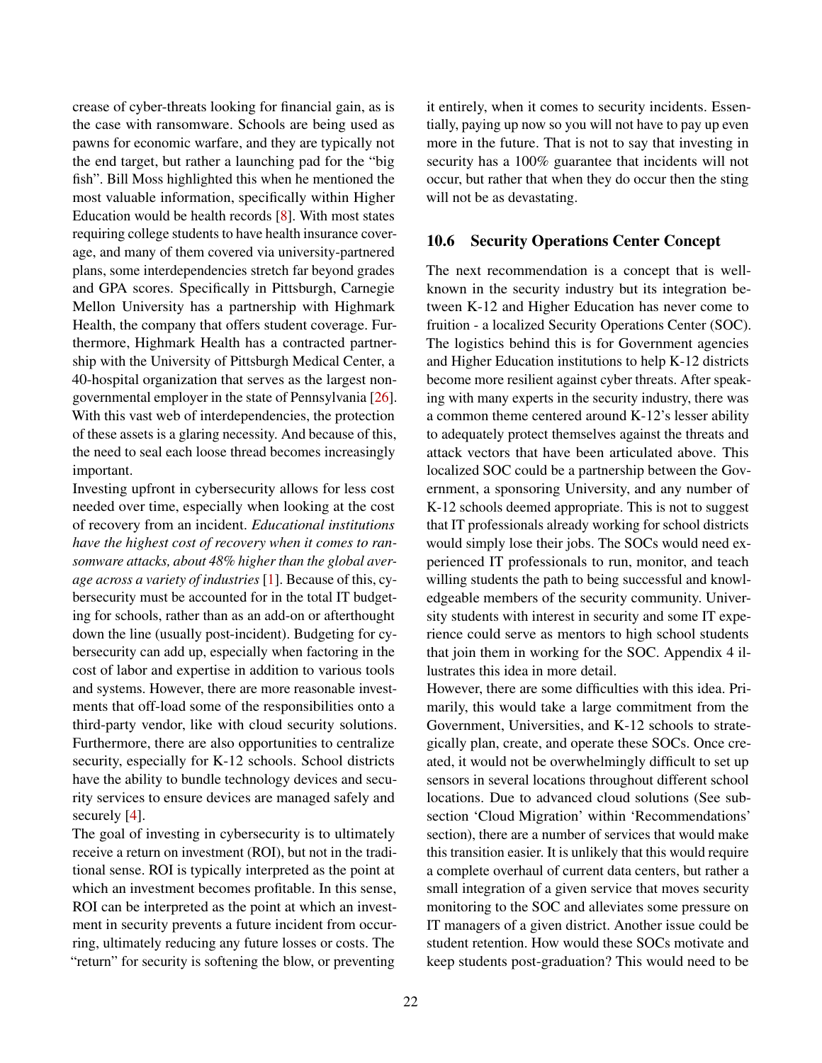crease of cyber-threats looking for financial gain, as is the case with ransomware. Schools are being used as pawns for economic warfare, and they are typically not the end target, but rather a launching pad for the "big fish". Bill Moss highlighted this when he mentioned the most valuable information, specifically within Higher Education would be health records [8]. With most states requiring college students to have health insurance coverage, and many of them covered via university-partnered plans, some interdependencies stretch far beyond grades and GPA scores. Specifically in Pittsburgh, Carnegie Mellon University has a partnership with Highmark Health, the company that offers student coverage. Furthermore, Highmark Health has a contracted partnership with the University of Pittsburgh Medical Center, a 40-hospital organization that serves as the largest non-governmental employer in the state of Pennsylvania [26]. With this vast web of interdependencies, the protection of these assets is a glaring necessity. And because of this, the need to seal each loose thread becomes increasingly important.

Investing upfront in cybersecurity allows for less cost needed over time, especially when looking at the cost of recovery from an incident. *Educational institutions have the highest cost of recovery when it comes to ransomware attacks, about 48% higher than the global average across a variety of industries* [1]. Because of this, cybersecurity must be accounted for in the total IT budgeting for schools, rather than as an add-on or afterthought down the line (usually post-incident). Budgeting for cybersecurity can add up, especially when factoring in the cost of labor and expertise in addition to various tools and systems. However, there are more reasonable investments that off-load some of the responsibilities onto a third-party vendor, like with cloud security solutions. Furthermore, there are also opportunities to centralize security, especially for K-12 schools. School districts have the ability to bundle technology devices and security services to ensure devices are managed safely and securely [4].

The goal of investing in cybersecurity is to ultimately receive a return on investment (ROI), but not in the traditional sense. ROI is typically interpreted as the point at which an investment becomes profitable. In this sense, ROI can be interpreted as the point at which an investment in security prevents a future incident from occurring, ultimately reducing any future losses or costs. The "return" for security is softening the blow, or preventing it entirely, when it comes to security incidents. Essentially, paying up now so you will not have to pay up even more in the future. That is not to say that investing in security has a 100% guarantee that incidents will not occur, but rather that when they do occur then the sting will not be as devastating.

## 10.6 Security Operations Center Concept

The next recommendation is a concept that is well-known in the security industry but its integration between K-12 and Higher Education has never come to fruition - a localized Security Operations Center (SOC). The logistics behind this is for Government agencies and Higher Education institutions to help K-12 districts become more resilient against cyber threats. After speaking with many experts in the security industry, there was a common theme centered around K-12's lesser ability to adequately protect themselves against the threats and attack vectors that have been articulated above. This localized SOC could be a partnership between the Government, a sponsoring University, and any number of K-12 schools deemed appropriate. This is not to suggest that IT professionals already working for school districts would simply lose their jobs. The SOCs would need experienced IT professionals to run, monitor, and teach willing students the path to being successful and knowledgeable members of the security community. University students with interest in security and some IT experience could serve as mentors to high school students that join them in working for the SOC. Appendix 4 illustrates this idea in more detail.

However, there are some difficulties with this idea. Primarily, this would take a large commitment from the Government, Universities, and K-12 schools to strategically plan, create, and operate these SOCs. Once created, it would not be overwhelmingly difficult to set up sensors in several locations throughout different school locations. Due to advanced cloud solutions (See subsection 'Cloud Migration' within 'Recommendations' section), there are a number of services that would make this transition easier. It is unlikely that this would require a complete overhaul of current data centers, but rather a small integration of a given service that moves security monitoring to the SOC and alleviates some pressure on IT managers of a given district. Another issue could be student retention. How would these SOCs motivate and keep students post-graduation? This would need to be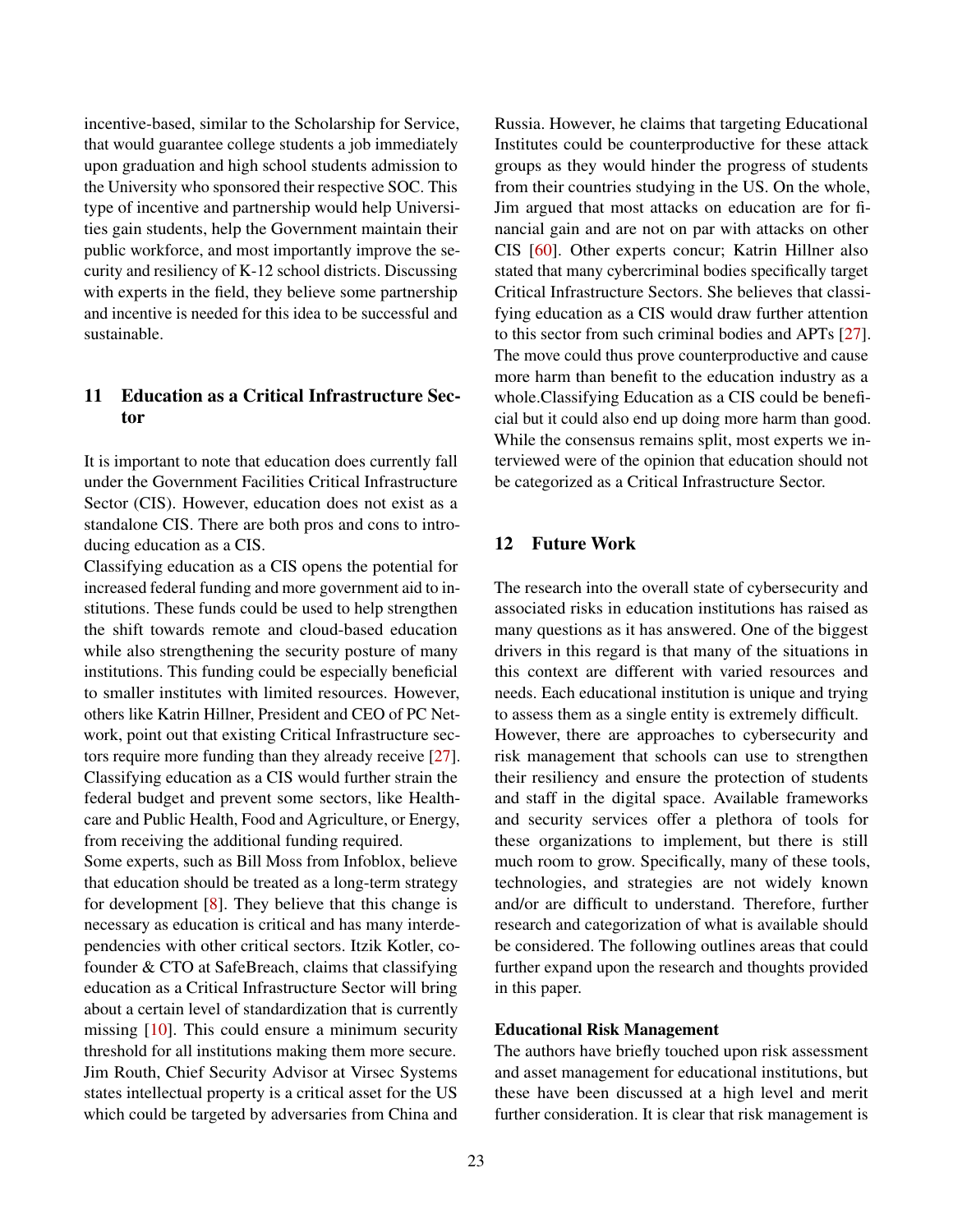incentive-based, similar to the Scholarship for Service, that would guarantee college students a job immediately upon graduation and high school students admission to the University who sponsored their respective SOC. This type of incentive and partnership would help Universities gain students, help the Government maintain their public workforce, and most importantly improve the security and resiliency of K-12 school districts. Discussing with experts in the field, they believe some partnership and incentive is needed for this idea to be successful and sustainable.

## 11 Education as a Critical Infrastructure Sector

It is important to note that education does currently fall under the Government Facilities Critical Infrastructure Sector (CIS). However, education does not exist as a standalone CIS. There are both pros and cons to introducing education as a CIS.

Classifying education as a CIS opens the potential for increased federal funding and more government aid to institutions. These funds could be used to help strengthen the shift towards remote and cloud-based education while also strengthening the security posture of many institutions. This funding could be especially beneficial to smaller institutes with limited resources. However, others like Katrin Hillner, President and CEO of PC Network, point out that existing Critical Infrastructure sectors require more funding than they already receive [27]. Classifying education as a CIS would further strain the federal budget and prevent some sectors, like Healthcare and Public Health, Food and Agriculture, or Energy, from receiving the additional funding required.

Some experts, such as Bill Moss from Infoblox, believe that education should be treated as a long-term strategy for development [8]. They believe that this change is necessary as education is critical and has many interdependencies with other critical sectors. Itzik Kotler, co-founder & CTO at SafeBreach, claims that classifying education as a Critical Infrastructure Sector will bring about a certain level of standardization that is currently missing [10]. This could ensure a minimum security threshold for all institutions making them more secure. Jim Routh, Chief Security Advisor at Virsec Systems states intellectual property is a critical asset for the US which could be targeted by adversaries from China and Russia. However, he claims that targeting Educational Institutes could be counterproductive for these attack groups as they would hinder the progress of students from their countries studying in the US. On the whole, Jim argued that most attacks on education are for financial gain and are not on par with attacks on other CIS [60]. Other experts concur; Katrin Hillner also stated that many cybercriminal bodies specifically target Critical Infrastructure Sectors. She believes that classifying education as a CIS would draw further attention to this sector from such criminal bodies and APTs [27]. The move could thus prove counterproductive and cause more harm than benefit to the education industry as a whole.Classifying Education as a CIS could be beneficial but it could also end up doing more harm than good. While the consensus remains split, most experts we interviewed were of the opinion that education should not be categorized as a Critical Infrastructure Sector.

## 12 Future Work

The research into the overall state of cybersecurity and associated risks in education institutions has raised as many questions as it has answered. One of the biggest drivers in this regard is that many of the situations in this context are different with varied resources and needs. Each educational institution is unique and trying to assess them as a single entity is extremely difficult.

However, there are approaches to cybersecurity and risk management that schools can use to strengthen their resiliency and ensure the protection of students and staff in the digital space. Available frameworks and security services offer a plethora of tools for these organizations to implement, but there is still much room to grow. Specifically, many of these tools, technologies, and strategies are not widely known and/or are difficult to understand. Therefore, further research and categorization of what is available should be considered. The following outlines areas that could further expand upon the research and thoughts provided in this paper.

**Educational Risk Management**

The authors have briefly touched upon risk assessment and asset management for educational institutions, but these have been discussed at a high level and merit further consideration. It is clear that risk management is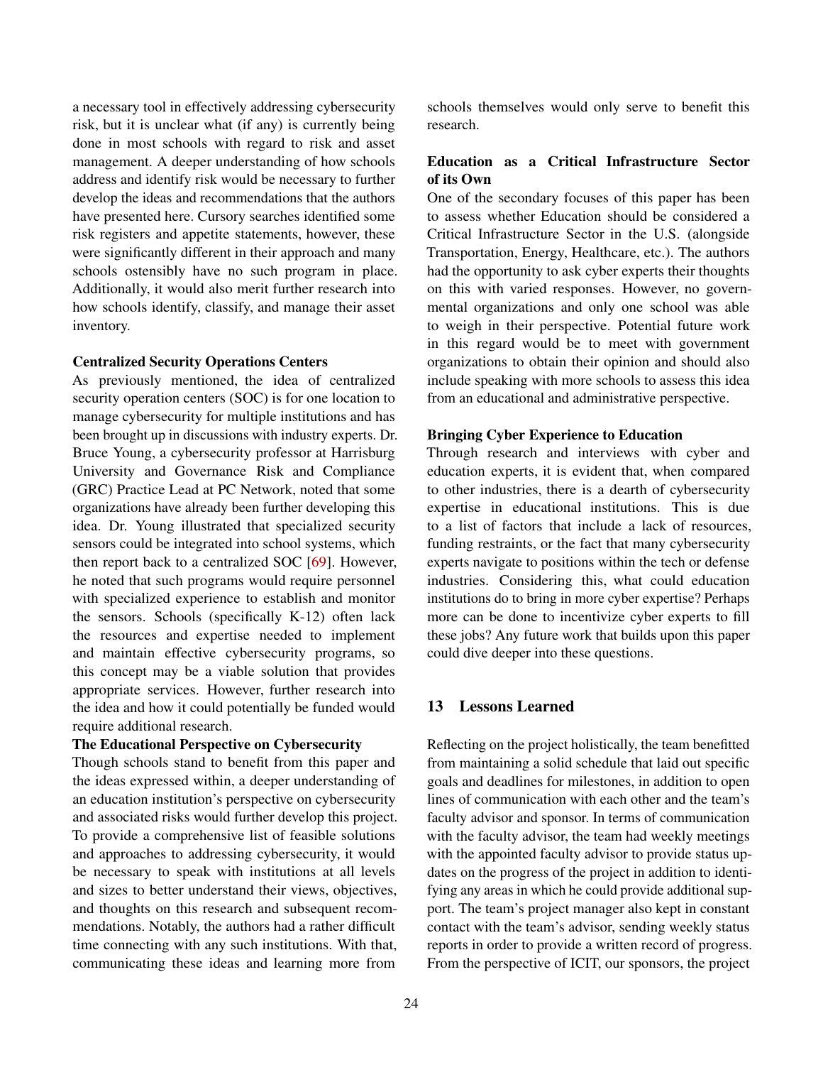a necessary tool in effectively addressing cybersecurity risk, but it is unclear what (if any) is currently being done in most schools with regard to risk and asset management. A deeper understanding of how schools address and identify risk would be necessary to further develop the ideas and recommendations that the authors have presented here. Cursory searches identified some risk registers and appetite statements, however, these were significantly different in their approach and many schools ostensibly have no such program in place. Additionally, it would also merit further research into how schools identify, classify, and manage their asset inventory.

**Centralized Security Operations Centers**

As previously mentioned, the idea of centralized security operation centers (SOC) is for one location to manage cybersecurity for multiple institutions and has been brought up in discussions with industry experts. Dr. Bruce Young, a cybersecurity professor at Harrisburg University and Governance Risk and Compliance (GRC) Practice Lead at PC Network, noted that some organizations have already been further developing this idea. Dr. Young illustrated that specialized security sensors could be integrated into school systems, which then report back to a centralized SOC [69]. However, he noted that such programs would require personnel with specialized experience to establish and monitor the sensors. Schools (specifically K-12) often lack the resources and expertise needed to implement and maintain effective cybersecurity programs, so this concept may be a viable solution that provides appropriate services. However, further research into the idea and how it could potentially be funded would require additional research.

**The Educational Perspective on Cybersecurity**

Though schools stand to benefit from this paper and the ideas expressed within, a deeper understanding of an education institution's perspective on cybersecurity and associated risks would further develop this project. To provide a comprehensive list of feasible solutions and approaches to addressing cybersecurity, it would be necessary to speak with institutions at all levels and sizes to better understand their views, objectives, and thoughts on this research and subsequent recommendations. Notably, the authors had a rather difficult time connecting with any such institutions. With that, communicating these ideas and learning more from schools themselves would only serve to benefit this research.

**Education as a Critical Infrastructure Sector of its Own**

One of the secondary focuses of this paper has been to assess whether Education should be considered a Critical Infrastructure Sector in the U.S. (alongside Transportation, Energy, Healthcare, etc.). The authors had the opportunity to ask cyber experts their thoughts on this with varied responses. However, no governmental organizations and only one school was able to weigh in their perspective. Potential future work in this regard would be to meet with government organizations to obtain their opinion and should also include speaking with more schools to assess this idea from an educational and administrative perspective.

**Bringing Cyber Experience to Education**

Through research and interviews with cyber and education experts, it is evident that, when compared to other industries, there is a dearth of cybersecurity expertise in educational institutions. This is due to a list of factors that include a lack of resources, funding restraints, or the fact that many cybersecurity experts navigate to positions within the tech or defense industries. Considering this, what could education institutions do to bring in more cyber expertise? Perhaps more can be done to incentivize cyber experts to fill these jobs? Any future work that builds upon this paper could dive deeper into these questions.

## 13 Lessons Learned

Reflecting on the project holistically, the team benefitted from maintaining a solid schedule that laid out specific goals and deadlines for milestones, in addition to open lines of communication with each other and the team's faculty advisor and sponsor. In terms of communication with the faculty advisor, the team had weekly meetings with the appointed faculty advisor to provide status updates on the progress of the project in addition to identifying any areas in which he could provide additional support. The team's project manager also kept in constant contact with the team's advisor, sending weekly status reports in order to provide a written record of progress. From the perspective of ICIT, our sponsors, the project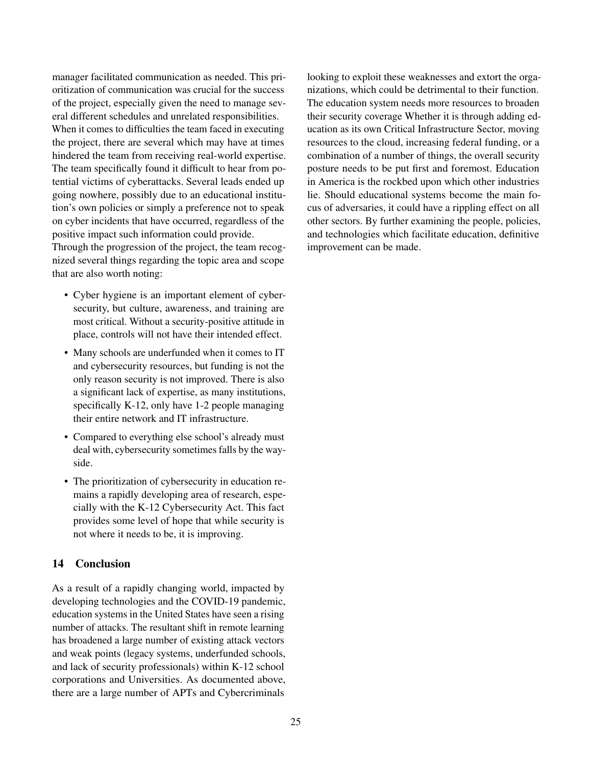manager facilitated communication as needed. This prioritization of communication was crucial for the success of the project, especially given the need to manage several different schedules and unrelated responsibilities.

When it comes to difficulties the team faced in executing the project, there are several which may have at times hindered the team from receiving real-world expertise. The team specifically found it difficult to hear from potential victims of cyberattacks. Several leads ended up going nowhere, possibly due to an educational institution's own policies or simply a preference not to speak on cyber incidents that have occurred, regardless of the positive impact such information could provide.

Through the progression of the project, the team recognized several things regarding the topic area and scope that are also worth noting:

- Cyber hygiene is an important element of cybersecurity, but culture, awareness, and training are most critical. Without a security-positive attitude in place, controls will not have their intended effect.
- Many schools are underfunded when it comes to IT and cybersecurity resources, but funding is not the only reason security is not improved. There is also a significant lack of expertise, as many institutions, specifically K-12, only have 1-2 people managing their entire network and IT infrastructure.
- Compared to everything else school's already must deal with, cybersecurity sometimes falls by the wayside.
- The prioritization of cybersecurity in education remains a rapidly developing area of research, especially with the K-12 Cybersecurity Act. This fact provides some level of hope that while security is not where it needs to be, it is improving.

## 14 Conclusion

As a result of a rapidly changing world, impacted by developing technologies and the COVID-19 pandemic, education systems in the United States have seen a rising number of attacks. The resultant shift in remote learning has broadened a large number of existing attack vectors and weak points (legacy systems, underfunded schools, and lack of security professionals) within K-12 school corporations and Universities. As documented above, there are a large number of APTs and Cybercriminals looking to exploit these weaknesses and extort the organizations, which could be detrimental to their function. The education system needs more resources to broaden their security coverage Whether it is through adding education as its own Critical Infrastructure Sector, moving resources to the cloud, increasing federal funding, or a combination of a number of things, the overall security posture needs to be put first and foremost. Education in America is the rockbed upon which other industries lie. Should educational systems become the main focus of adversaries, it could have a rippling effect on all other sectors. By further examining the people, policies, and technologies which facilitate education, definitive improvement can be made.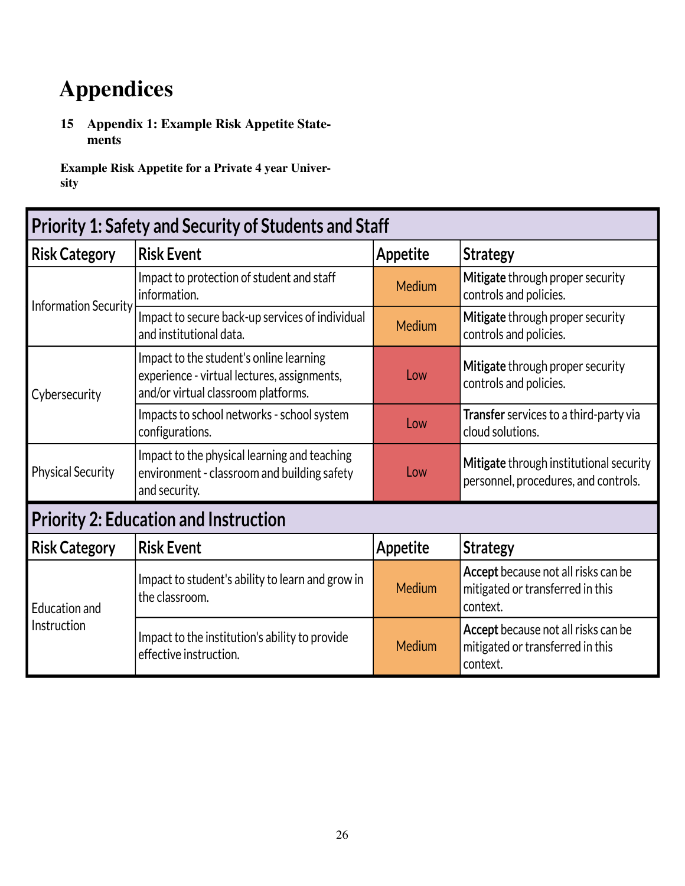# Appendices

## 15 Appendix 1: Example Risk Appetite Statements

**Example Risk Appetite for a Private 4 year University**

| Priority 1: Safety and Security of Students and Staff | | | |
|---|---|---|---|
| **Risk Category** | **Risk Event** | **Appetite** | **Strategy** |
| Information Security | Impact to protection of student and staff information. | Medium | **Mitigate** through proper security controls and policies. |
| | Impact to secure back-up services of individual and institutional data. | Medium | **Mitigate** through proper security controls and policies. |
| Cybersecurity | Impact to the student's online learning experience - virtual lectures, assignments, and/or virtual classroom platforms. | Low | **Mitigate** through proper security controls and policies. |
| | Impacts to school networks - school system configurations. | Low | **Transfer** services to a third-party via cloud solutions. |
| Physical Security | Impact to the physical learning and teaching environment - classroom and building safety and security. | Low | **Mitigate** through institutional security personnel, procedures, and controls. |
| **Priority 2: Education and Instruction** | | | |
| **Risk Category** | **Risk Event** | **Appetite** | **Strategy** |
| Education and Instruction | Impact to student's ability to learn and grow in the classroom. | Medium | **Accept** because not all risks can be mitigated or transferred in this context. |
| | Impact to the institution's ability to provide effective instruction. | Medium | **Accept** because not all risks can be mitigated or transferred in this context. |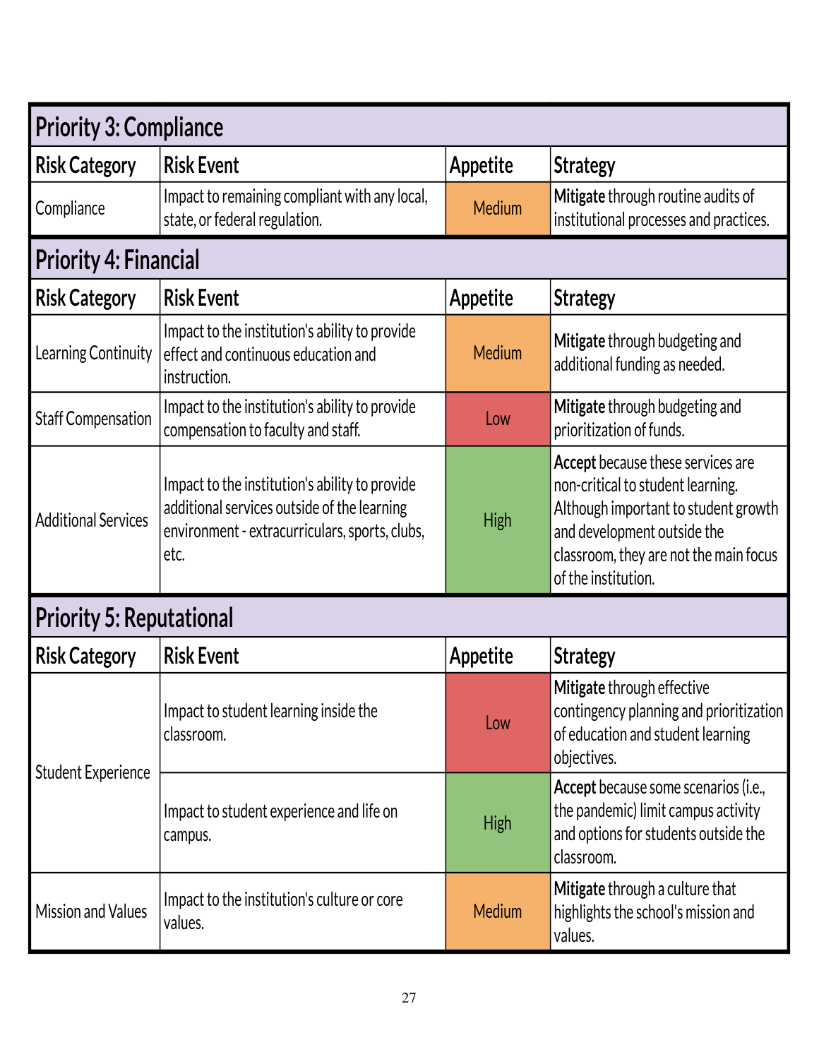## Priority 3: Compliance

| Risk Category | Risk Event | Appetite | Strategy |
|---|---|---|---|
| Compliance | Impact to remaining compliant with any local, state, or federal regulation. | Medium | **Mitigate** through routine audits of institutional processes and practices. |

## Priority 4: Financial

| Risk Category | Risk Event | Appetite | Strategy |
|---|---|---|---|
| Learning Continuity | Impact to the institution's ability to provide effect and continuous education and instruction. | Medium | **Mitigate** through budgeting and additional funding as needed. |
| Staff Compensation | Impact to the institution's ability to provide compensation to faculty and staff. | Low | **Mitigate** through budgeting and prioritization of funds. |
| Additional Services | Impact to the institution's ability to provide additional services outside of the learning environment - extracurriculars, sports, clubs, etc. | High | **Accept** because these services are non-critical to student learning. Although important to student growth and development outside the classroom, they are not the main focus of the institution. |

## Priority 5: Reputational

| Risk Category | Risk Event | Appetite | Strategy |
|---|---|---|---|
| Student Experience | Impact to student learning inside the classroom. | Low | **Mitigate** through effective contingency planning and prioritization of education and student learning objectives. |
| | Impact to student experience and life on campus. | High | **Accept** because some scenarios (i.e., the pandemic) limit campus activity and options for students outside the classroom. |
| Mission and Values | Impact to the institution's culture or core values. | Medium | **Mitigate** through a culture that highlights the school's mission and values. |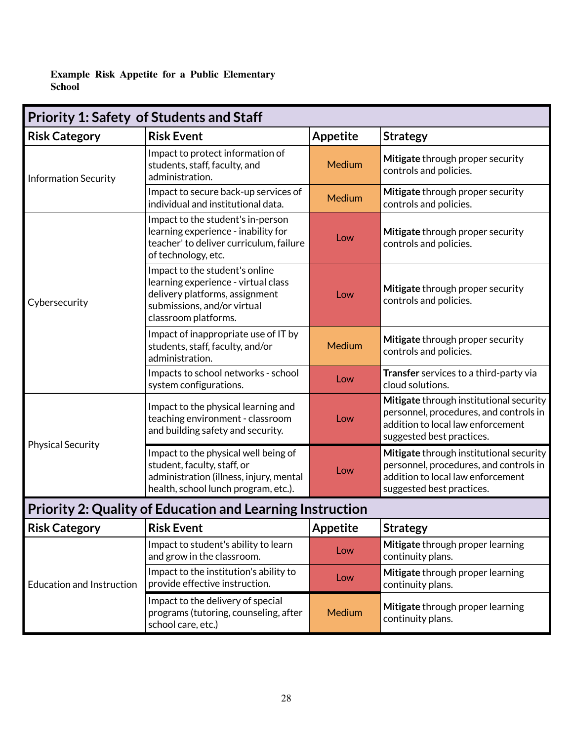**Example Risk Appetite for a Public Elementary School**

| Priority 1: Safety of Students and Staff | | | |
|---|---|---|---|
| **Risk Category** | **Risk Event** | **Appetite** | **Strategy** |
| Information Security | Impact to protect information of students, staff, faculty, and administration. | Medium | **Mitigate** through proper security controls and policies. |
| | Impact to secure back-up services of individual and institutional data. | Medium | **Mitigate** through proper security controls and policies. |
| Cybersecurity | Impact to the student's in-person learning experience - inability for teacher' to deliver curriculum, failure of technology, etc. | Low | **Mitigate** through proper security controls and policies. |
| | Impact to the student's online learning experience - virtual class delivery platforms, assignment submissions, and/or virtual classroom platforms. | Low | **Mitigate** through proper security controls and policies. |
| | Impact of inappropriate use of IT by students, staff, faculty, and/or administration. | Medium | **Mitigate** through proper security controls and policies. |
| | Impacts to school networks - school system configurations. | Low | **Transfer** services to a third-party via cloud solutions. |
| Physical Security | Impact to the physical learning and teaching environment - classroom and building safety and security. | Low | **Mitigate** through institutional security personnel, procedures, and controls in addition to local law enforcement suggested best practices. |
| | Impact to the physical well being of student, faculty, staff, or administration (illness, injury, mental health, school lunch program, etc.). | Low | **Mitigate** through institutional security personnel, procedures, and controls in addition to local law enforcement suggested best practices. |

| Priority 2: Quality of Education and Learning Instruction | | | |
|---|---|---|---|
| **Risk Category** | **Risk Event** | **Appetite** | **Strategy** |
| Education and Instruction | Impact to student's ability to learn and grow in the classroom. | Low | **Mitigate** through proper learning continuity plans. |
| | Impact to the institution's ability to provide effective instruction. | Low | **Mitigate** through proper learning continuity plans. |
| | Impact to the delivery of special programs (tutoring, counseling, after school care, etc.) | Medium | **Mitigate** through proper learning continuity plans. |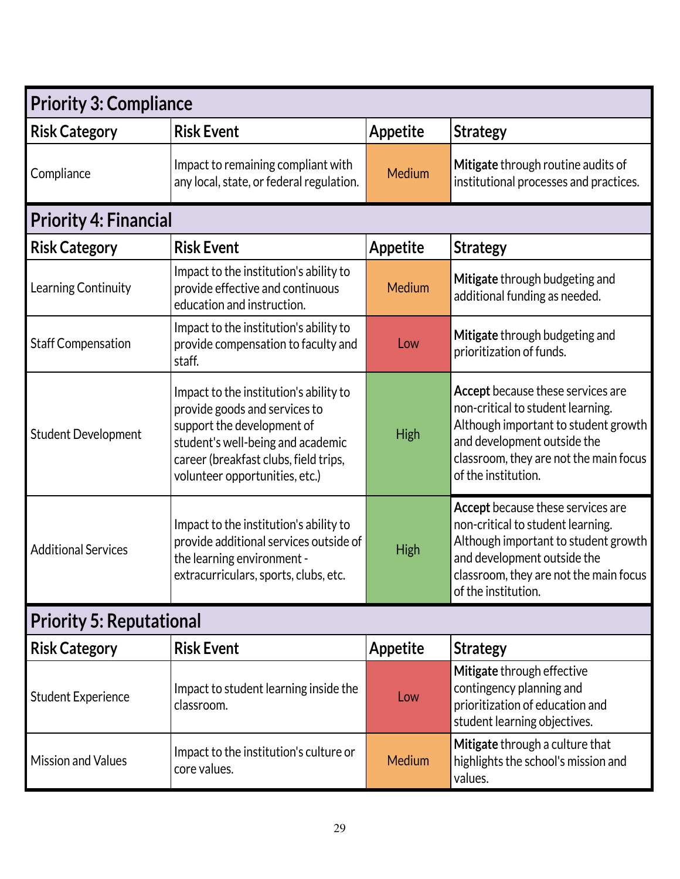| Priority 3: Compliance | | | |
|---|---|---|---|
| **Risk Category** | **Risk Event** | **Appetite** | **Strategy** |
| Compliance | Impact to remaining compliant with any local, state, or federal regulation. | Medium | **Mitigate** through routine audits of institutional processes and practices. |

| Priority 4: Financial | | | |
|---|---|---|---|
| **Risk Category** | **Risk Event** | **Appetite** | **Strategy** |
| Learning Continuity | Impact to the institution's ability to provide effective and continuous education and instruction. | Medium | **Mitigate** through budgeting and additional funding as needed. |
| Staff Compensation | Impact to the institution's ability to provide compensation to faculty and staff. | Low | **Mitigate** through budgeting and prioritization of funds. |
| Student Development | Impact to the institution's ability to provide goods and services to support the development of student's well-being and academic career (breakfast clubs, field trips, volunteer opportunities, etc.) | High | **Accept** because these services are non-critical to student learning. Although important to student growth and development outside the classroom, they are not the main focus of the institution. |
| Additional Services | Impact to the institution's ability to provide additional services outside of the learning environment - extracurriculars, sports, clubs, etc. | High | **Accept** because these services are non-critical to student learning. Although important to student growth and development outside the classroom, they are not the main focus of the institution. |

| Priority 5: Reputational | | | |
|---|---|---|---|
| **Risk Category** | **Risk Event** | **Appetite** | **Strategy** |
| Student Experience | Impact to student learning inside the classroom. | Low | **Mitigate** through effective contingency planning and prioritization of education and student learning objectives. |
| Mission and Values | Impact to the institution's culture or core values. | Medium | **Mitigate** through a culture that highlights the school's mission and values. |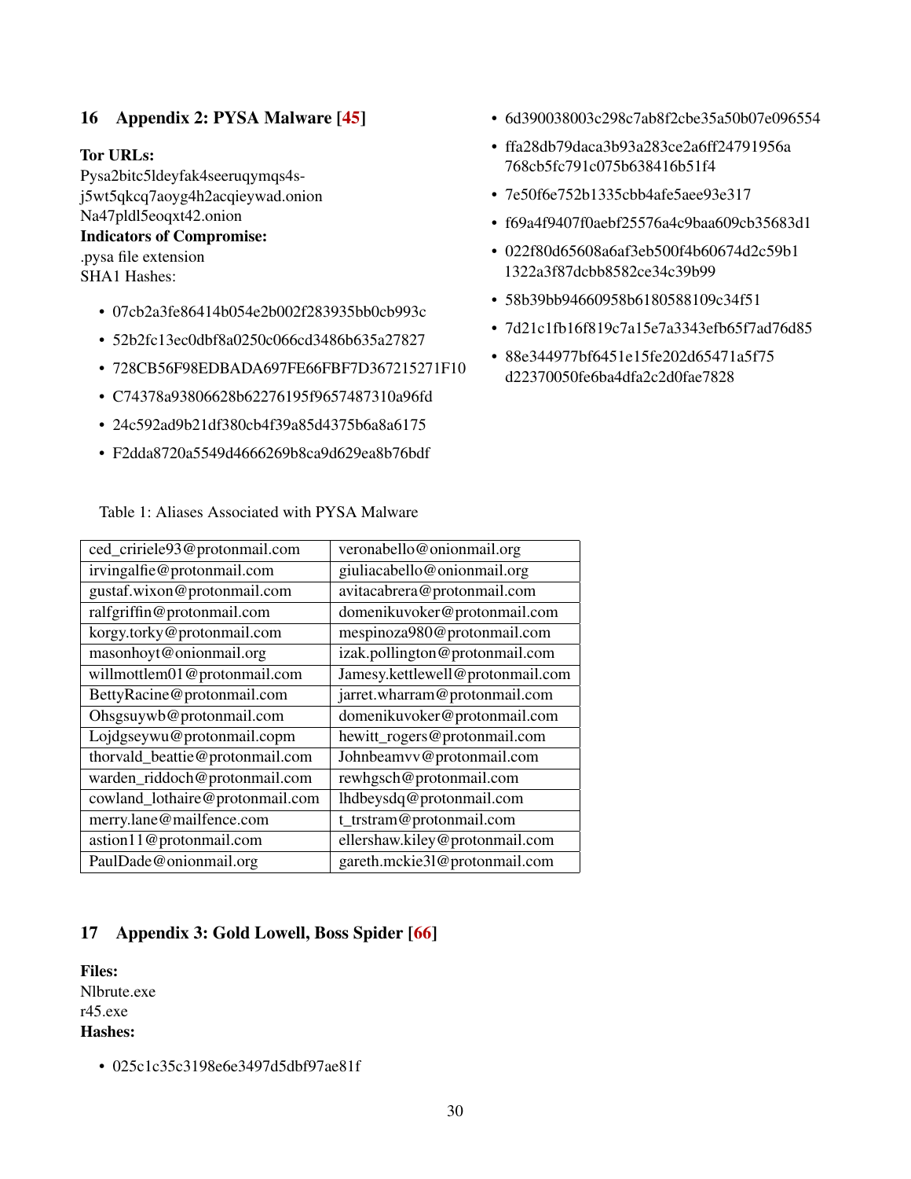## 16 Appendix 2: PYSA Malware [45]

**Tor URLs:**
Pysa2bitc5ldeyfak4seeruqymqs4s-j5wt5qkcq7aoyg4h2acqieywad.onion
Na47pldl5eoqxt42.onion
**Indicators of Compromise:**
.pysa file extension
SHA1 Hashes:

- 07cb2a3fe86414b054e2b002f283935bb0cb993c
- 52b2fc13ec0dbf8a0250c066cd3486b635a27827
- 728CB56F98EDBADA697FE66FBF7D367215271F10
- C74378a93806628b62276195f9657487310a96fd
- 24c592ad9b21df380cb4f39a85d4375b6a8a6175
- F2dda8720a5549d4666269b8ca9d629ea8b76bdf
- 6d390038003c298c7ab8f2cbe35a50b07e096554
- ffa28db79daca3b93a283ce2a6ff24791956a 768cb5fc791c075b638416b51f4
- 7e50f6e752b1335cbb4afe5aee93e317
- f69a4f9407f0aebf25576a4c9baa609cb35683d1
- 022f80d65608a6af3eb500f4b60674d2c59b1 1322a3f87dcbb8582ce34c39b99
- 58b39bb94660958b6180588109c34f51
- 7d21c1fb16f819c7a15e7a3343efb65f7ad76d85
- 88e344977bf6451e15fe202d65471a5f75 d22370050fe6ba4dfa2c2d0fae7828

Table 1: Aliases Associated with PYSA Malware

| | |
|---|---|
| ced_cririele93@protonmail.com | veronabello@onionmail.org |
| irvingalfie@protonmail.com | giuliacabello@onionmail.org |
| gustaf.wixon@protonmail.com | avitacabrera@protonmail.com |
| ralfgriffin@protonmail.com | domenikuvoker@protonmail.com |
| korgy.torky@protonmail.com | mespinoza980@protonmail.com |
| masonhoyt@onionmail.org | izak.pollington@protonmail.com |
| willmottlem01@protonmail.com | Jamesy.kettlewell@protonmail.com |
| BettyRacine@protonmail.com | jarret.wharram@protonmail.com |
| Ohsgsuywb@protonmail.com | domenikuvoker@protonmail.com |
| Lojdgseywu@protonmail.copm | hewitt_rogers@protonmail.com |
| thorvald_beattie@protonmail.com | Johnbeamvv@protonmail.com |
| warden_riddoch@protonmail.com | rewhgsch@protonmail.com |
| cowland_lothaire@protonmail.com | lhdbeysdq@protonmail.com |
| merry.lane@mailfence.com | t_trstram@protonmail.com |
| astion11@protonmail.com | ellershaw.kiley@protonmail.com |
| PaulDade@onionmail.org | gareth.mckie3l@protonmail.com |

## 17 Appendix 3: Gold Lowell, Boss Spider [66]

**Files:**
Nlbrute.exe
r45.exe
**Hashes:**

- 025c1c35c3198e6e3497d5dbf97ae81f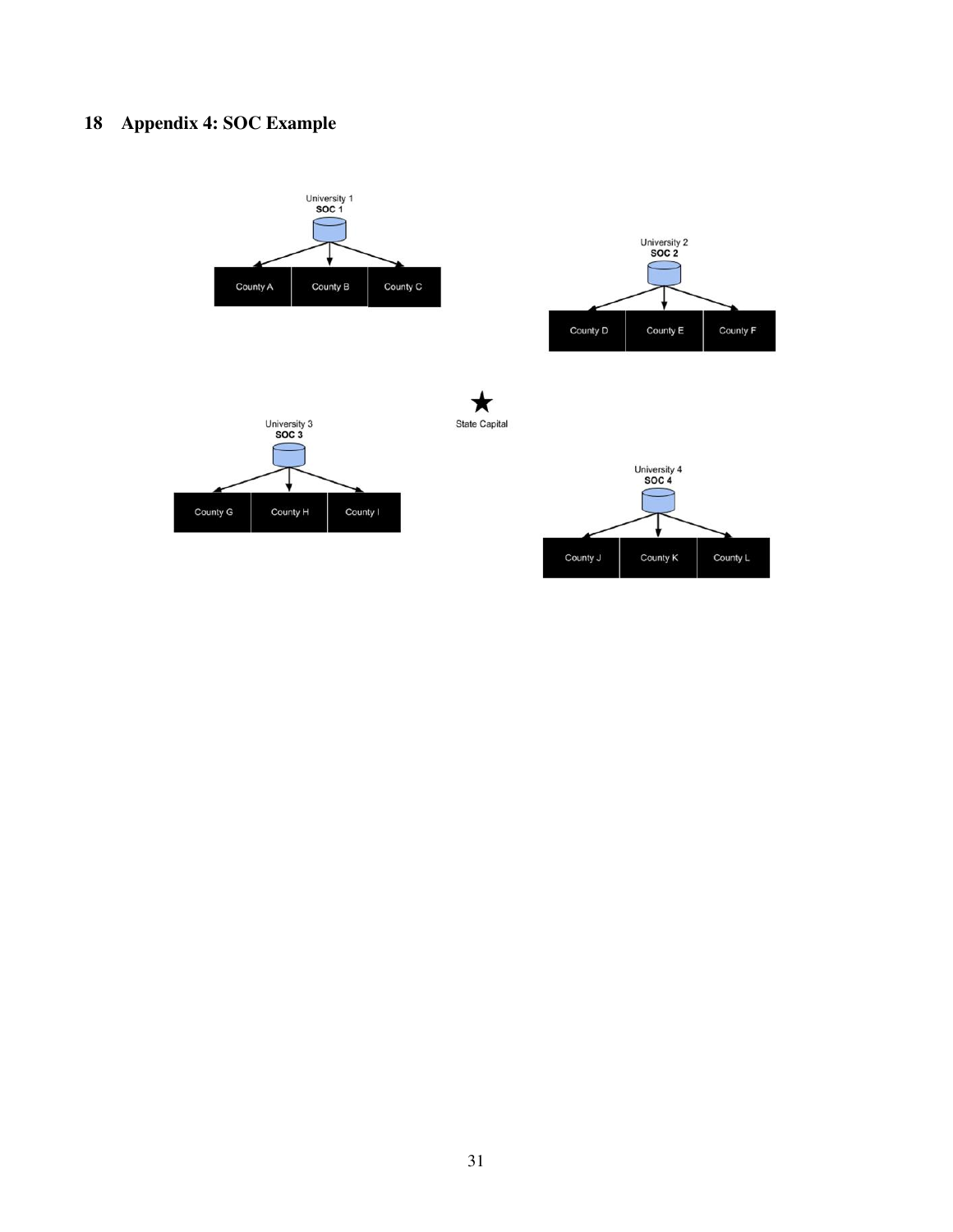## 18 Appendix 4: SOC Example

University 1
SOC 1
County A
County B
County C

University 2
SOC 2
County D
County E
County F

State Capital

University 3
SOC 3
County G
County H
County I

University 4
SOC 4
County J
County K
County L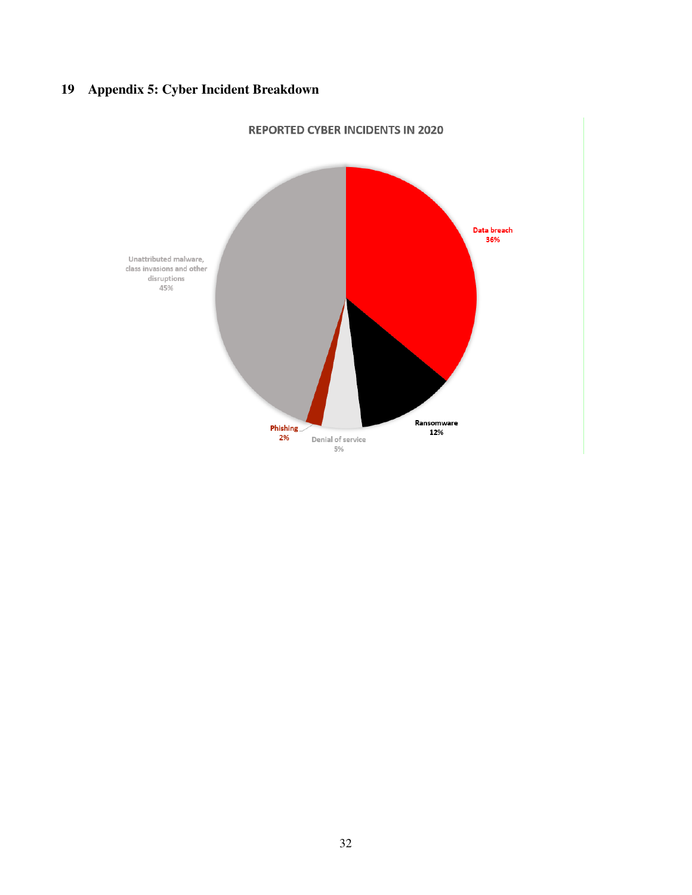# 19 Appendix 5: Cyber Incident Breakdown

REPORTED CYBER INCIDENTS IN 2020

Data breach
36%

Ransomware
12%

Denial of service
5%

Phishing
2%

Unattributed malware, class invasions and other disruptions
45%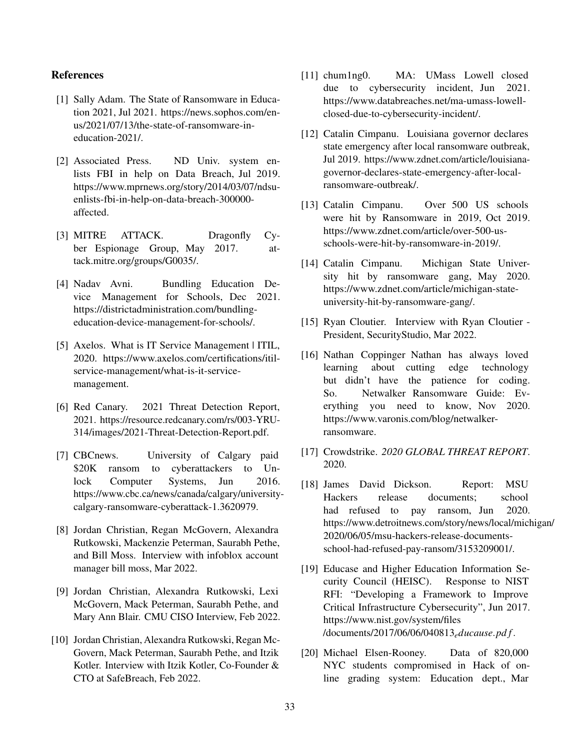## References

[1] Sally Adam. The State of Ransomware in Education 2021, Jul 2021. https://news.sophos.com/en-us/2021/07/13/the-state-of-ransomware-in-education-2021/.

[2] Associated Press. ND Univ. system enlists FBI in help on Data Breach, Jul 2019. https://www.mprnews.org/story/2014/03/07/ndsu-enlists-fbi-in-help-on-data-breach-300000-affected.

[3] MITRE ATTACK. Dragonfly Cyber Espionage Group, May 2017. attack.mitre.org/groups/G0035/.

[4] Nadav Avni. Bundling Education Device Management for Schools, Dec 2021. https://districtadministration.com/bundling-education-device-management-for-schools/.

[5] Axelos. What is IT Service Management | ITIL, 2020. https://www.axelos.com/certifications/itil-service-management/what-is-it-service-management.

[6] Red Canary. 2021 Threat Detection Report, 2021. https://resource.redcanary.com/rs/003-YRU-314/images/2021-Threat-Detection-Report.pdf.

[7] CBCnews. University of Calgary paid $20K ransom to cyberattackers to Unlock Computer Systems, Jun 2016. https://www.cbc.ca/news/canada/calgary/university-calgary-ransomware-cyberattack-1.3620979.

[8] Jordan Christian, Regan McGovern, Alexandra Rutkowski, Mackenzie Peterman, Saurabh Pethe, and Bill Moss. Interview with infoblox account manager bill moss, Mar 2022.

[9] Jordan Christian, Alexandra Rutkowski, Lexi McGovern, Mack Peterman, Saurabh Pethe, and Mary Ann Blair. CMU CISO Interview, Feb 2022.

[10] Jordan Christian, Alexandra Rutkowski, Regan McGovern, Mack Peterman, Saurabh Pethe, and Itzik Kotler. Interview with Itzik Kotler, Co-Founder & CTO at SafeBreach, Feb 2022.

[11] chum1ng0. MA: UMass Lowell closed due to cybersecurity incident, Jun 2021. https://www.databreaches.net/ma-umass-lowell-closed-due-to-cybersecurity-incident/.

[12] Catalin Cimpanu. Louisiana governor declares state emergency after local ransomware outbreak, Jul 2019. https://www.zdnet.com/article/louisiana-governor-declares-state-emergency-after-local-ransomware-outbreak/.

[13] Catalin Cimpanu. Over 500 US schools were hit by Ransomware in 2019, Oct 2019. https://www.zdnet.com/article/over-500-us-schools-were-hit-by-ransomware-in-2019/.

[14] Catalin Cimpanu. Michigan State University hit by ransomware gang, May 2020. https://www.zdnet.com/article/michigan-state-university-hit-by-ransomware-gang/.

[15] Ryan Cloutier. Interview with Ryan Cloutier - President, SecurityStudio, Mar 2022.

[16] Nathan Coppinger Nathan has always loved learning about cutting edge technology but didn't have the patience for coding. So. Netwalker Ransomware Guide: Everything you need to know, Nov 2020. https://www.varonis.com/blog/netwalker-ransomware.

[17] Crowdstrike. *2020 GLOBAL THREAT REPORT*. 2020.

[18] James David Dickson. Report: MSU Hackers release documents; school had refused to pay ransom, Jun 2020. https://www.detroitnews.com/story/news/local/michigan/2020/06/05/msu-hackers-release-documents-school-had-refused-pay-ransom/3153209001/.

[19] Educase and Higher Education Information Security Council (HEISC). Response to NIST RFI: "Developing a Framework to Improve Critical Infrastructure Cybersecurity", Jun 2017. https://www.nist.gov/system/files /documents/2017/06/06/040813$_{e}ducause.pdf$.

[20] Michael Elsen-Rooney. Data of 820,000 NYC students compromised in Hack of online grading system: Education dept., Mar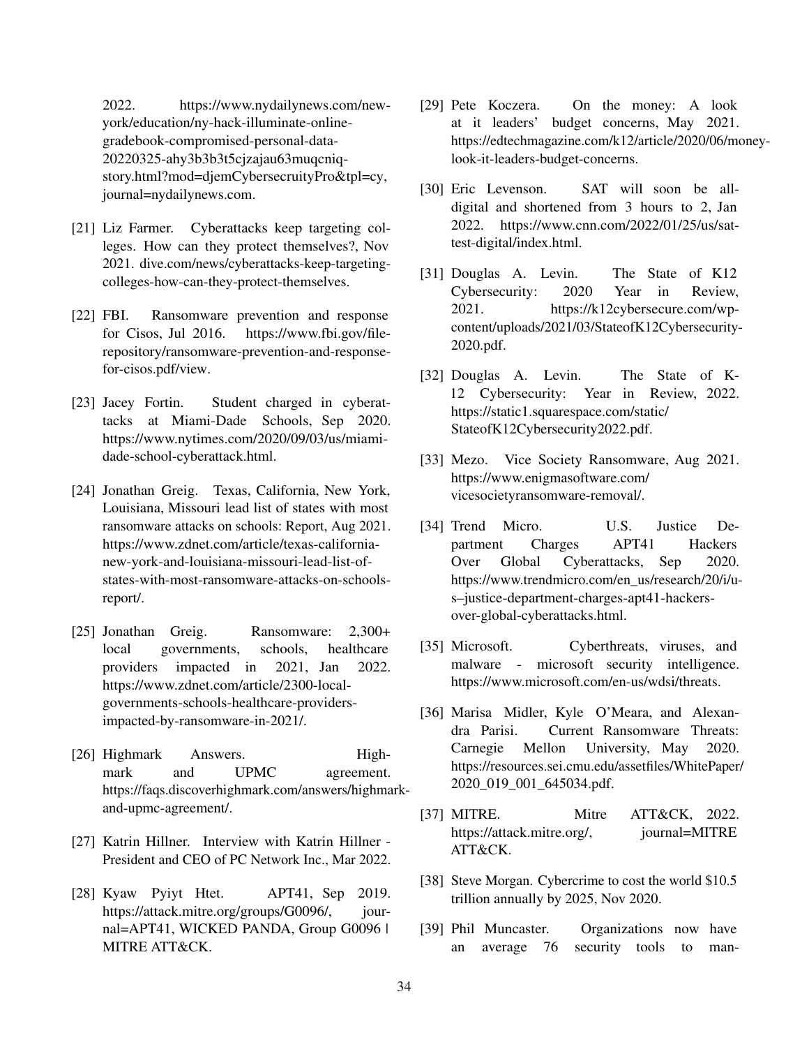2022. https://www.nydailynews.com/new-york/education/ny-hack-illuminate-online-gradebook-compromised-personal-data-20220325-ahy3b3b3t5cjzajau63muqcniq-story.html?mod=djemCybersecruityPro&tpl=cy, journal=nydailynews.com.

[21] Liz Farmer. Cyberattacks keep targeting colleges. How can they protect themselves?, Nov 2021. dive.com/news/cyberattacks-keep-targeting-colleges-how-can-they-protect-themselves.

[22] FBI. Ransomware prevention and response for Cisos, Jul 2016. https://www.fbi.gov/file-repository/ransomware-prevention-and-response-for-cisos.pdf/view.

[23] Jacey Fortin. Student charged in cyberattacks at Miami-Dade Schools, Sep 2020. https://www.nytimes.com/2020/09/03/us/miami-dade-school-cyberattack.html.

[24] Jonathan Greig. Texas, California, New York, Louisiana, Missouri lead list of states with most ransomware attacks on schools: Report, Aug 2021. https://www.zdnet.com/article/texas-california-new-york-and-louisiana-missouri-lead-list-of-states-with-most-ransomware-attacks-on-schools-report/.

[25] Jonathan Greig. Ransomware: 2,300+ local governments, schools, healthcare providers impacted in 2021, Jan 2022. https://www.zdnet.com/article/2300-local-governments-schools-healthcare-providers-impacted-by-ransomware-in-2021/.

[26] Highmark Answers. Highmark and UPMC agreement. https://faqs.discoverhighmark.com/answers/highmark-and-upmc-agreement/.

[27] Katrin Hillner. Interview with Katrin Hillner - President and CEO of PC Network Inc., Mar 2022.

[28] Kyaw Pyiyt Htet. APT41, Sep 2019. https://attack.mitre.org/groups/G0096/, journal=APT41, WICKED PANDA, Group G0096 | MITRE ATT&CK.

[29] Pete Koczera. On the money: A look at it leaders' budget concerns, May 2021. https://edtechmagazine.com/k12/article/2020/06/money-look-it-leaders-budget-concerns.

[30] Eric Levenson. SAT will soon be all-digital and shortened from 3 hours to 2, Jan 2022. https://www.cnn.com/2022/01/25/us/sat-test-digital/index.html.

[31] Douglas A. Levin. The State of K12 Cybersecurity: 2020 Year in Review, 2021. https://k12cybersecure.com/wp-content/uploads/2021/03/StateofK12Cybersecurity-2020.pdf.

[32] Douglas A. Levin. The State of K-12 Cybersecurity: Year in Review, 2022. https://static1.squarespace.com/static/StateofK12Cybersecurity2022.pdf.

[33] Mezo. Vice Society Ransomware, Aug 2021. https://www.enigmasoftware.com/vicesocietyransomware-removal/.

[34] Trend Micro. U.S. Justice Department Charges APT41 Hackers Over Global Cyberattacks, Sep 2020. https://www.trendmicro.com/en_us/research/20/i/u-s–justice-department-charges-apt41-hackers-over-global-cyberattacks.html.

[35] Microsoft. Cyberthreats, viruses, and malware - microsoft security intelligence. https://www.microsoft.com/en-us/wdsi/threats.

[36] Marisa Midler, Kyle O'Meara, and Alexandra Parisi. Current Ransomware Threats: Carnegie Mellon University, May 2020. https://resources.sei.cmu.edu/assetfiles/WhitePaper/2020_019_001_645034.pdf.

[37] MITRE. Mitre ATT&CK, 2022. https://attack.mitre.org/, journal=MITRE ATT&CK.

[38] Steve Morgan. Cybercrime to cost the world $10.5 trillion annually by 2025, Nov 2020.

[39] Phil Muncaster. Organizations now have an average 76 security tools to man-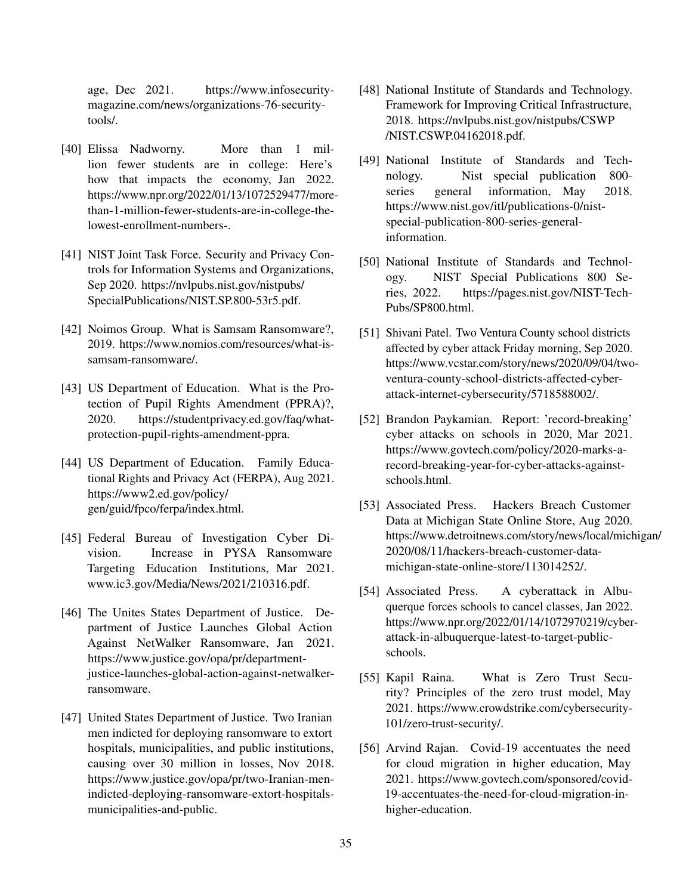age, Dec 2021. https://www.infosecurity-magazine.com/news/organizations-76-security-tools/.

[40] Elissa Nadworny. More than 1 million fewer students are in college: Here's how that impacts the economy, Jan 2022. https://www.npr.org/2022/01/13/1072529477/more-than-1-million-fewer-students-are-in-college-the-lowest-enrollment-numbers-.

[41] NIST Joint Task Force. Security and Privacy Controls for Information Systems and Organizations, Sep 2020. https://nvlpubs.nist.gov/nistpubs/SpecialPublications/NIST.SP.800-53r5.pdf.

[42] Noimos Group. What is Samsam Ransomware?, 2019. https://www.nomios.com/resources/what-is-samsam-ransomware/.

[43] US Department of Education. What is the Protection of Pupil Rights Amendment (PPRA)?, 2020. https://studentprivacy.ed.gov/faq/what-protection-pupil-rights-amendment-ppra.

[44] US Department of Education. Family Educational Rights and Privacy Act (FERPA), Aug 2021. https://www2.ed.gov/policy/gen/guid/fpco/ferpa/index.html.

[45] Federal Bureau of Investigation Cyber Division. Increase in PYSA Ransomware Targeting Education Institutions, Mar 2021. www.ic3.gov/Media/News/2021/210316.pdf.

[46] The Unites States Department of Justice. Department of Justice Launches Global Action Against NetWalker Ransomware, Jan 2021. https://www.justice.gov/opa/pr/department-justice-launches-global-action-against-netwalker-ransomware.

[47] United States Department of Justice. Two Iranian men indicted for deploying ransomware to extort hospitals, municipalities, and public institutions, causing over 30 million in losses, Nov 2018. https://www.justice.gov/opa/pr/two-Iranian-men-indicted-deploying-ransomware-extort-hospitals-municipalities-and-public.

[48] National Institute of Standards and Technology. Framework for Improving Critical Infrastructure, 2018. https://nvlpubs.nist.gov/nistpubs/CSWP/NIST.CSWP.04162018.pdf.

[49] National Institute of Standards and Technology. Nist special publication 800-series general information, May 2018. https://www.nist.gov/itl/publications-0/nist-special-publication-800-series-general-information.

[50] National Institute of Standards and Technology. NIST Special Publications 800 Series, 2022. https://pages.nist.gov/NIST-Tech-Pubs/SP800.html.

[51] Shivani Patel. Two Ventura County school districts affected by cyber attack Friday morning, Sep 2020. https://www.vcstar.com/story/news/2020/09/04/two-ventura-county-school-districts-affected-cyber-attack-internet-cybersecurity/5718588002/.

[52] Brandon Paykamian. Report: 'record-breaking' cyber attacks on schools in 2020, Mar 2021. https://www.govtech.com/policy/2020-marks-a-record-breaking-year-for-cyber-attacks-against-schools.html.

[53] Associated Press. Hackers Breach Customer Data at Michigan State Online Store, Aug 2020. https://www.detroitnews.com/story/news/local/michigan/2020/08/11/hackers-breach-customer-data-michigan-state-online-store/113014252/.

[54] Associated Press. A cyberattack in Albuquerque forces schools to cancel classes, Jan 2022. https://www.npr.org/2022/01/14/1072970219/cyber-attack-in-albuquerque-latest-to-target-public-schools.

[55] Kapil Raina. What is Zero Trust Security? Principles of the zero trust model, May 2021. https://www.crowdstrike.com/cybersecurity-101/zero-trust-security/.

[56] Arvind Rajan. Covid-19 accentuates the need for cloud migration in higher education, May 2021. https://www.govtech.com/sponsored/covid-19-accentuates-the-need-for-cloud-migration-in-higher-education.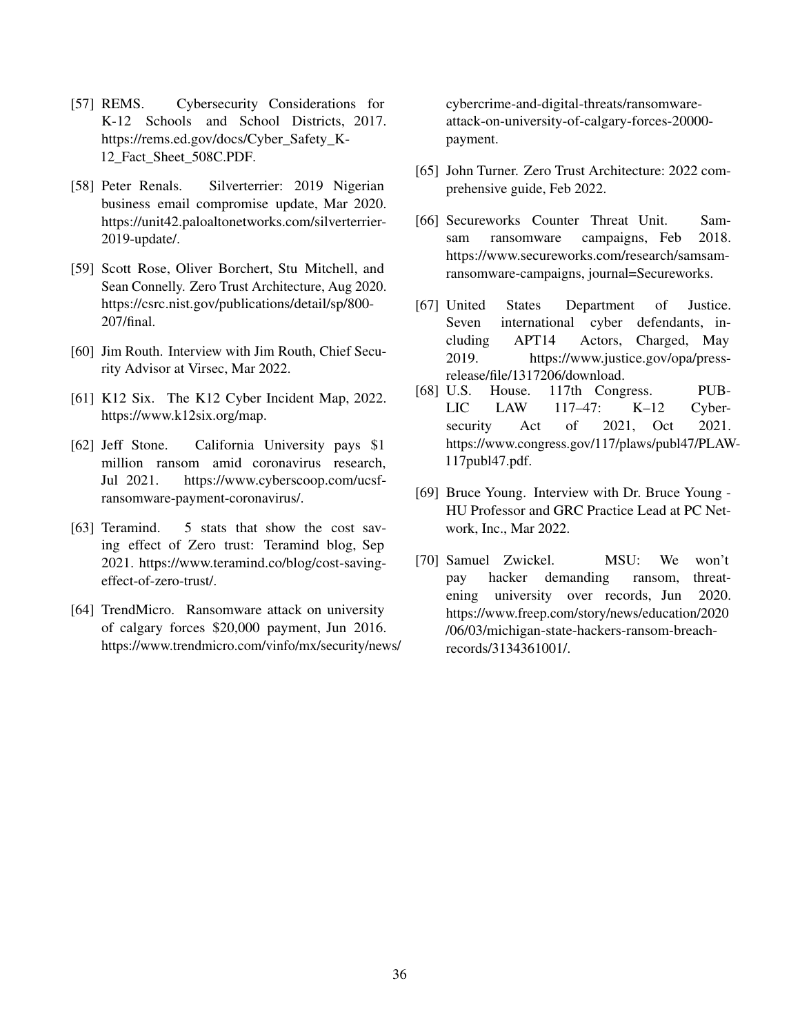[57] REMS. Cybersecurity Considerations for K-12 Schools and School Districts, 2017. https://rems.ed.gov/docs/Cyber_Safety_K-12_Fact_Sheet_508C.PDF.

[58] Peter Renals. Silverterrier: 2019 Nigerian business email compromise update, Mar 2020. https://unit42.paloaltonetworks.com/silverterrier-2019-update/.

[59] Scott Rose, Oliver Borchert, Stu Mitchell, and Sean Connelly. Zero Trust Architecture, Aug 2020. https://csrc.nist.gov/publications/detail/sp/800-207/final.

[60] Jim Routh. Interview with Jim Routh, Chief Security Advisor at Virsec, Mar 2022.

[61] K12 Six. The K12 Cyber Incident Map, 2022. https://www.k12six.org/map.

[62] Jeff Stone. California University pays $1 million ransom amid coronavirus research, Jul 2021. https://www.cyberscoop.com/ucsf-ransomware-payment-coronavirus/.

[63] Teramind. 5 stats that show the cost saving effect of Zero trust: Teramind blog, Sep 2021. https://www.teramind.co/blog/cost-saving-effect-of-zero-trust/.

[64] TrendMicro. Ransomware attack on university of calgary forces $20,000 payment, Jun 2016. https://www.trendmicro.com/vinfo/mx/security/news/cybercrime-and-digital-threats/ransomware-attack-on-university-of-calgary-forces-20000-payment.

[65] John Turner. Zero Trust Architecture: 2022 comprehensive guide, Feb 2022.

[66] Secureworks Counter Threat Unit. Samsam ransomware campaigns, Feb 2018. https://www.secureworks.com/research/samsam-ransomware-campaigns, journal=Secureworks.

[67] United States Department of Justice. Seven international cyber defendants, including APT14 Actors, Charged, May 2019. https://www.justice.gov/opa/press-release/file/1317206/download.

[68] U.S. House. 117th Congress. PUBLIC LAW 117–47: K–12 Cybersecurity Act of 2021, Oct 2021. https://www.congress.gov/117/plaws/publ47/PLAW-117publ47.pdf.

[69] Bruce Young. Interview with Dr. Bruce Young - HU Professor and GRC Practice Lead at PC Network, Inc., Mar 2022.

[70] Samuel Zwickel. MSU: We won't pay hacker demanding ransom, threatening university over records, Jun 2020. https://www.freep.com/story/news/education/2020/06/03/michigan-state-hackers-ransom-breach-records/3134361001/.